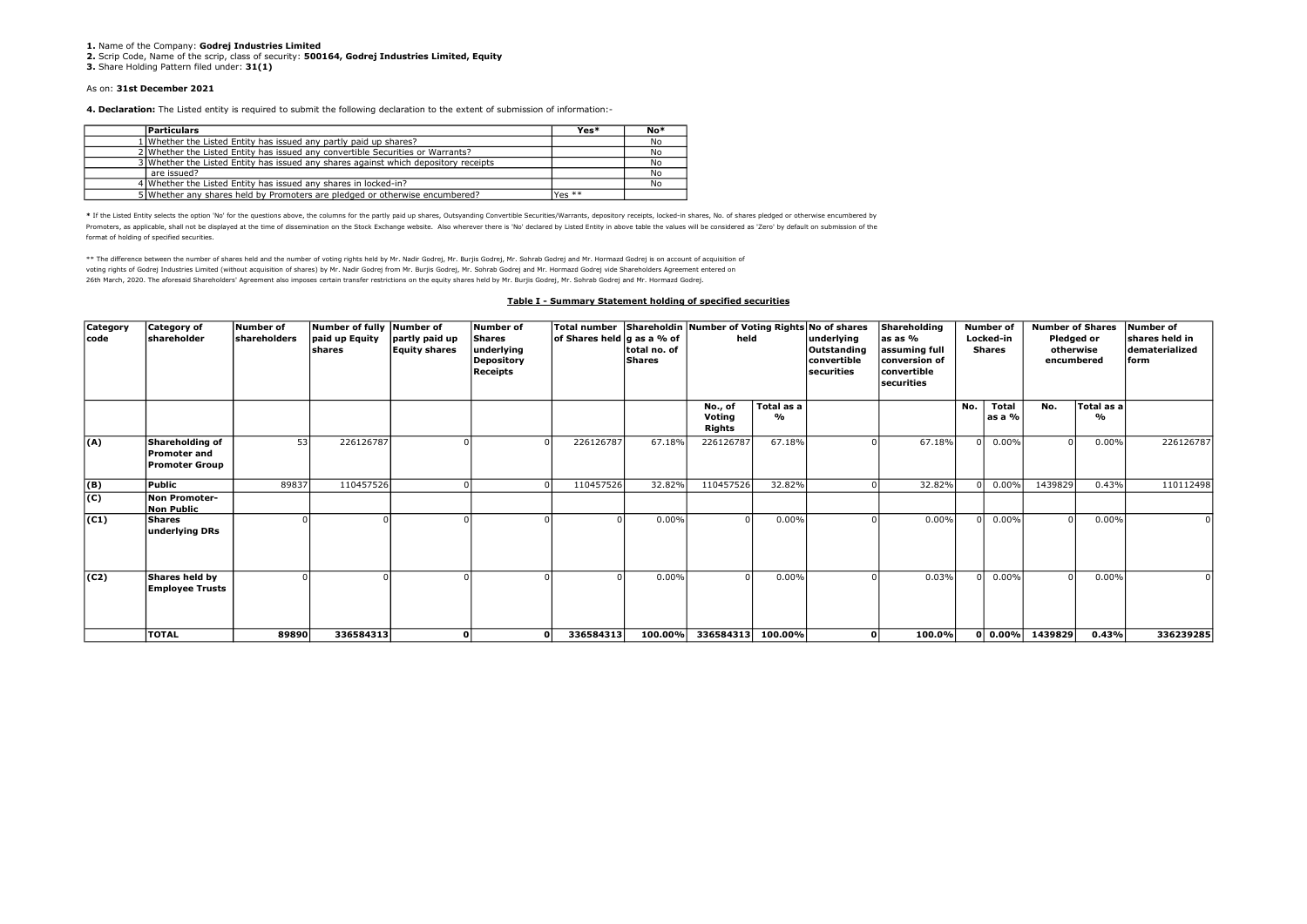**1.** Name of the Company: **Godrej Industries Limited**
**2.** Scrip Code, Name of the scrip, class of security: **500164, Godrej Industries Limited, Equity**
**3.** Share Holding Pattern filed under: **31(1)**

As on: **31st December 2021**

**4. Declaration:** The Listed entity is required to submit the following declaration to the extent of submission of information:-

| | Particulars | Yes* | No* |
|---|---|---|---|
| 1 | Whether the Listed Entity has issued any partly paid up shares? | | No |
| 2 | Whether the Listed Entity has issued any convertible Securities or Warrants? | | No |
| 3 | Whether the Listed Entity has issued any shares against which depository receipts | | No |
| | are issued? | | No |
| 4 | Whether the Listed Entity has issued any shares in locked-in? | | No |
| 5 | Whether any shares held by Promoters are pledged or otherwise encumbered? | Yes ** | |

* If the Listed Entity selects the option 'No' for the questions above, the columns for the partly paid up shares, Outsyanding Convertible Securities/Warrants, depository receipts, locked-in shares, No. of shares pledged or otherwise encumbered by Promoters, as applicable, shall not be displayed at the time of dissemination on the Stock Exchange website. Also wherever there is 'No' declared by Listed Entity in above table the values will be considered as 'Zero' by default on submission of the format of holding of specified securities.

** The difference between the number of shares held and the number of voting rights held by Mr. Nadir Godrej, Mr. Burjis Godrej, Mr. Sohrab Godrej and Mr. Hormazd Godrej is on account of acquisition of voting rights of Godrej Industries Limited (without acquisition of shares) by Mr. Nadir Godrej from Mr. Burjis Godrej, Mr. Sohrab Godrej and Mr. Hormazd Godrej vide Shareholders Agreement entered on 26th March, 2020. The aforesaid Shareholders' Agreement also imposes certain transfer restrictions on the equity shares held by Mr. Burjis Godrej, Mr. Sohrab Godrej and Mr. Hormazd Godrej.

**Table I - Summary Statement holding of specified securities**

| Category code | Category of shareholder | Number of shareholders | Number of fully paid up Equity shares | Number of partly paid up Equity shares | Number of Shares underlying Depository Receipts | Total number of Shares held | Shareholding as a % of total no. of Shares | Number of Voting Rights held | | No of shares underlying Outstanding convertible securities | Shareholding as as % assuming full conversion of convertible securities | Number of Locked-in Shares | | Number of Shares Pledged or otherwise encumbered | | Number of shares held in dematerialized form |
|---|---|---|---|---|---|---|---|---|---|---|---|---|---|---|---|---|
| | | | | | | | | No., of Voting Rights | Total as a % | | | No. | Total as a % | No. | Total as a % | |
| (A) | Shareholding of Promoter and Promoter Group | 53 | 226126787 | 0 | 0 | 226126787 | 67.18% | 226126787 | 67.18% | 0 | 67.18% | 0 | 0.00% | 0 | 0.00% | 226126787 |
| (B) | Public | 89837 | 110457526 | 0 | 0 | 110457526 | 32.82% | 110457526 | 32.82% | 0 | 32.82% | 0 | 0.00% | 1439829 | 0.43% | 110112498 |
| (C) | Non Promoter-Non Public | | | | | | | | | | | | | | | |
| (C1) | Shares underlying DRs | 0 | 0 | 0 | 0 | 0 | 0.00% | 0 | 0.00% | 0 | 0.00% | 0 | 0.00% | 0 | 0.00% | 0 |
| (C2) | Shares held by Employee Trusts | 0 | 0 | 0 | 0 | 0 | 0.00% | 0 | 0.00% | 0 | 0.03% | 0 | 0.00% | 0 | 0.00% | 0 |
| | **TOTAL** | **89890** | **336584313** | **0** | **0** | **336584313** | **100.00%** | **336584313** | **100.00%** | **0** | **100.0%** | **0** | **0.00%** | **1439829** | **0.43%** | **336239285** |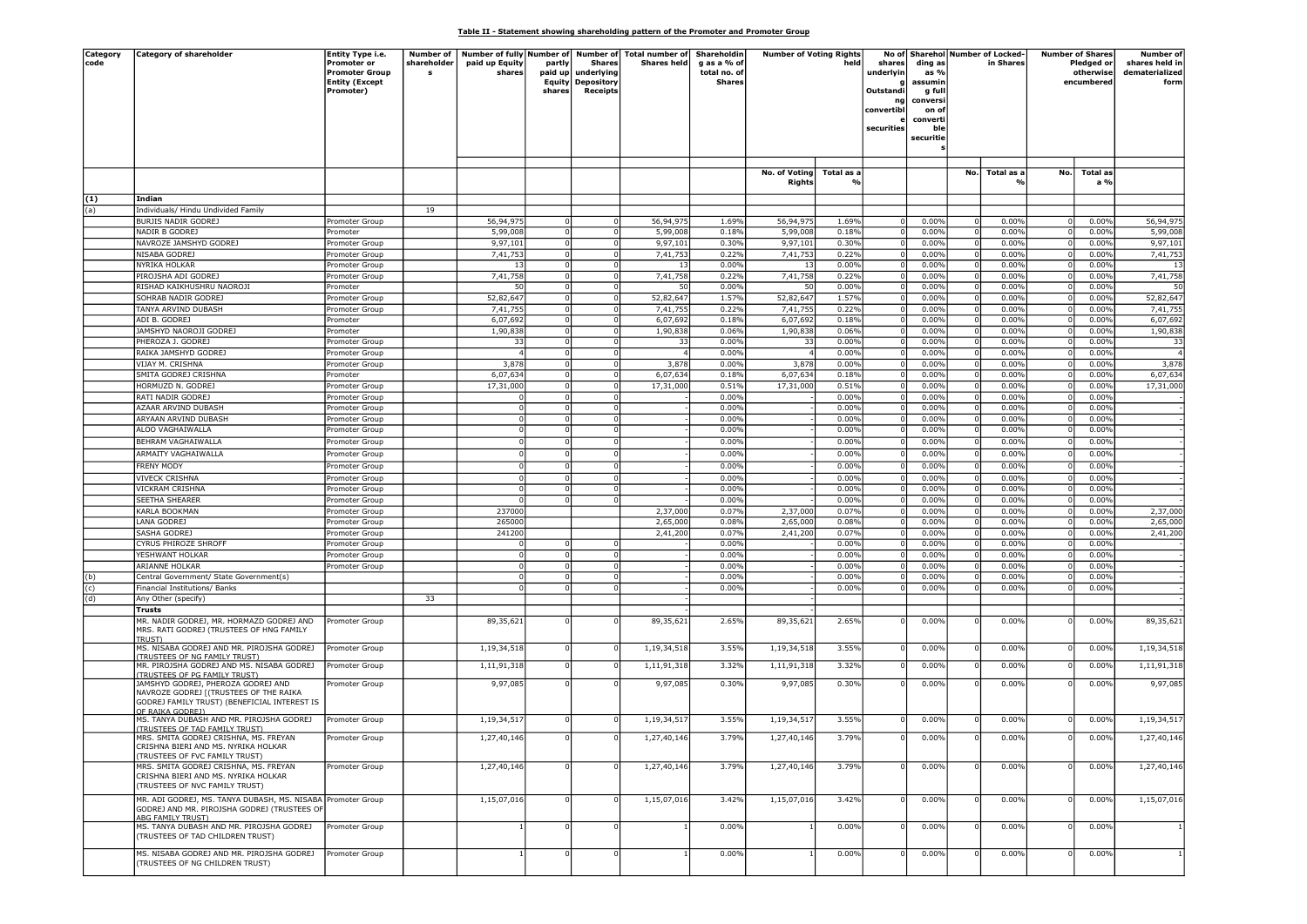**Table II - Statement showing shareholding pattern of the Promoter and Promoter Group**

| Category code | Category of shareholder | Entity Type i.e. Promoter or Promoter Group Entity (Except Promoter) | Number of shareholders | Number of fully paid up Equity shares | Number of partly paid up Equity shares | Number of Shares underlying Depository Receipts | Total number of Shares held | Shareholding as a % of total no. of Shares | Number of Voting Rights held | | No of shares underlying Outstanding convertible securities | Shareholding as % assuming full conversion of convertible securities | Number of Locked-in Shares | | Number of Shares Pledged or otherwise encumbered | | Number of shares held in dematerialized form |
|---|---|---|---|---|---|---|---|---|---|---|---|---|---|---|---|---|---|
| | | | | | | | | | No. of Voting Rights | Total as a % | | | No. | Total as a % | No. | Total as a % | |
| (1) | Indian | | | | | | | | | | | | | | | | |
| (a) | Individuals/ Hindu Undivided Family | | 19 | | | | | | | | | | | | | | |
| | BURJIS NADIR GODREJ | Promoter Group | | 56,94,975 | 0 | 0 | 56,94,975 | 1.69% | 56,94,975 | 1.69% | 0 | 0.00% | 0 | 0.00% | 0 | 0.00% | 56,94,975 |
| | NADIR B GODREJ | Promoter | | 5,99,008 | 0 | 0 | 5,99,008 | 0.18% | 5,99,008 | 0.18% | 0 | 0.00% | 0 | 0.00% | 0 | 0.00% | 5,99,008 |
| | NAVROZE JAMSHYD GODREJ | Promoter Group | | 9,97,101 | 0 | 0 | 9,97,101 | 0.30% | 9,97,101 | 0.30% | 0 | 0.00% | 0 | 0.00% | 0 | 0.00% | 9,97,101 |
| | NISABA GODREJ | Promoter Group | | 7,41,753 | 0 | 0 | 7,41,753 | 0.22% | 7,41,753 | 0.22% | 0 | 0.00% | 0 | 0.00% | 0 | 0.00% | 7,41,753 |
| | NYRIKA HOLKAR | Promoter Group | | 13 | 0 | 0 | 13 | 0.00% | 13 | 0.00% | 0 | 0.00% | 0 | 0.00% | 0 | 0.00% | 13 |
| | PIROJSHA ADI GODREJ | Promoter Group | | 7,41,758 | 0 | 0 | 7,41,758 | 0.22% | 7,41,758 | 0.22% | 0 | 0.00% | 0 | 0.00% | 0 | 0.00% | 7,41,758 |
| | RISHAD KAIKHUSHRU NAOROJI | Promoter | | 50 | 0 | 0 | 50 | 0.00% | 50 | 0.00% | 0 | 0.00% | 0 | 0.00% | 0 | 0.00% | 50 |
| | SOHRAB NADIR GODREJ | Promoter Group | | 52,82,647 | 0 | 0 | 52,82,647 | 1.57% | 52,82,647 | 1.57% | 0 | 0.00% | 0 | 0.00% | 0 | 0.00% | 52,82,647 |
| | TANYA ARVIND DUBASH | Promoter Group | | 7,41,755 | 0 | 0 | 7,41,755 | 0.22% | 7,41,755 | 0.22% | 0 | 0.00% | 0 | 0.00% | 0 | 0.00% | 7,41,755 |
| | ADI B. GODREJ | Promoter | | 6,07,692 | 0 | 0 | 6,07,692 | 0.18% | 6,07,692 | 0.18% | 0 | 0.00% | 0 | 0.00% | 0 | 0.00% | 6,07,692 |
| | JAMSHYD NAOROJI GODREJ | Promoter | | 1,90,838 | 0 | 0 | 1,90,838 | 0.06% | 1,90,838 | 0.06% | 0 | 0.00% | 0 | 0.00% | 0 | 0.00% | 1,90,838 |
| | PHEROZA J. GODREJ | Promoter Group | | 33 | 0 | 0 | 33 | 0.00% | 33 | 0.00% | 0 | 0.00% | 0 | 0.00% | 0 | 0.00% | 33 |
| | RAIKA JAMSHYD GODREJ | Promoter Group | | 4 | 0 | 0 | 4 | 0.00% | 4 | 0.00% | 0 | 0.00% | 0 | 0.00% | 0 | 0.00% | 4 |
| | VIJAY M. CRISHNA | Promoter Group | | 3,878 | 0 | 0 | 3,878 | 0.00% | 3,878 | 0.00% | 0 | 0.00% | 0 | 0.00% | 0 | 0.00% | 3,878 |
| | SMITA GODREJ CRISHNA | Promoter | | 6,07,634 | 0 | 0 | 6,07,634 | 0.18% | 6,07,634 | 0.18% | 0 | 0.00% | 0 | 0.00% | 0 | 0.00% | 6,07,634 |
| | HORMUZD N. GODREJ | Promoter Group | | 17,31,000 | 0 | 0 | 17,31,000 | 0.51% | 17,31,000 | 0.51% | 0 | 0.00% | 0 | 0.00% | 0 | 0.00% | 17,31,000 |
| | RATI NADIR GODREJ | Promoter Group | | 0 | 0 | 0 | - | 0.00% | - | 0.00% | 0 | 0.00% | 0 | 0.00% | 0 | 0.00% | - |
| | AZAAR ARVIND DUBASH | Promoter Group | | 0 | 0 | 0 | - | 0.00% | - | 0.00% | 0 | 0.00% | 0 | 0.00% | 0 | 0.00% | - |
| | ARYAAN ARVIND DUBASH | Promoter Group | | 0 | 0 | 0 | - | 0.00% | - | 0.00% | 0 | 0.00% | 0 | 0.00% | 0 | 0.00% | - |
| | ALOO VAGHAIWALLA | Promoter Group | | 0 | 0 | 0 | - | 0.00% | - | 0.00% | 0 | 0.00% | 0 | 0.00% | 0 | 0.00% | - |
| | BEHRAM VAGHAIWALLA | Promoter Group | | 0 | 0 | 0 | - | 0.00% | - | 0.00% | 0 | 0.00% | 0 | 0.00% | 0 | 0.00% | - |
| | ARMAITY VAGHAIWALLA | Promoter Group | | 0 | 0 | 0 | - | 0.00% | - | 0.00% | 0 | 0.00% | 0 | 0.00% | 0 | 0.00% | - |
| | FRENY MODY | Promoter Group | | 0 | 0 | 0 | - | 0.00% | - | 0.00% | 0 | 0.00% | 0 | 0.00% | 0 | 0.00% | - |
| | VIVECK CRISHNA | Promoter Group | | 0 | 0 | 0 | - | 0.00% | - | 0.00% | 0 | 0.00% | 0 | 0.00% | 0 | 0.00% | - |
| | VICKRAM CRISHNA | Promoter Group | | 0 | 0 | 0 | - | 0.00% | - | 0.00% | 0 | 0.00% | 0 | 0.00% | 0 | 0.00% | - |
| | SEETHA SHEARER | Promoter Group | | 0 | 0 | 0 | - | 0.00% | - | 0.00% | 0 | 0.00% | 0 | 0.00% | 0 | 0.00% | - |
| | KARLA BOOKMAN | Promoter Group | | 237000 | | | 2,37,000 | 0.07% | 2,37,000 | 0.07% | 0 | 0.00% | 0 | 0.00% | 0 | 0.00% | 2,37,000 |
| | LANA GODREJ | Promoter Group | | 265000 | | | 2,65,000 | 0.08% | 2,65,000 | 0.08% | 0 | 0.00% | 0 | 0.00% | 0 | 0.00% | 2,65,000 |
| | SASHA GODREJ | Promoter Group | | 241200 | | | 2,41,200 | 0.07% | 2,41,200 | 0.07% | 0 | 0.00% | 0 | 0.00% | 0 | 0.00% | 2,41,200 |
| | CYRUS PHIROZE SHROFF | Promoter Group | | 0 | 0 | 0 | - | 0.00% | - | 0.00% | 0 | 0.00% | 0 | 0.00% | 0 | 0.00% | - |
| | YESHWANT HOLKAR | Promoter Group | | 0 | 0 | 0 | - | 0.00% | - | 0.00% | 0 | 0.00% | 0 | 0.00% | 0 | 0.00% | - |
| | ARIANNE HOLKAR | Promoter Group | | 0 | 0 | 0 | - | 0.00% | - | 0.00% | 0 | 0.00% | 0 | 0.00% | 0 | 0.00% | - |
| (b) | Central Government/ State Government(s) | | | 0 | 0 | 0 | - | 0.00% | - | 0.00% | 0 | 0.00% | 0 | 0.00% | 0 | 0.00% | - |
| (c) | Financial Institutions/ Banks | | | 0 | 0 | 0 | - | 0.00% | - | 0.00% | 0 | 0.00% | 0 | 0.00% | 0 | 0.00% | - |
| (d) | Any Other (specify) | | 33 | | | | - | | - | | | | | | | | - |
| | **Trusts** | | | | | | | | | | | | | | | | - |
| | MR. NADIR GODREJ, MR. HORMAZD GODREJ AND MRS. RATI GODREJ (TRUSTEES OF HNG FAMILY TRUST) | Promoter Group | | 89,35,621 | 0 | 0 | 89,35,621 | 2.65% | 89,35,621 | 2.65% | 0 | 0.00% | 0 | 0.00% | 0 | 0.00% | 89,35,621 |
| | MS. NISABA GODREJ AND MR. PIROJSHA GODREJ (TRUSTEES OF NG FAMILY TRUST) | Promoter Group | | 1,19,34,518 | 0 | 0 | 1,19,34,518 | 3.55% | 1,19,34,518 | 3.55% | 0 | 0.00% | 0 | 0.00% | 0 | 0.00% | 1,19,34,518 |
| | MR. PIROJSHA GODREJ AND MS. NISABA GODREJ (TRUSTEES OF PG FAMILY TRUST) | Promoter Group | | 1,11,91,318 | 0 | 0 | 1,11,91,318 | 3.32% | 1,11,91,318 | 3.32% | 0 | 0.00% | 0 | 0.00% | 0 | 0.00% | 1,11,91,318 |
| | JAMSHYD GODREJ, PHEROZA GODREJ AND NAVROZE GODREJ [(TRUSTEES OF THE RAIKA GODREJ FAMILY TRUST) (BENEFICIAL INTEREST IS OF RAIKA GODREJ) | Promoter Group | | 9,97,085 | 0 | 0 | 9,97,085 | 0.30% | 9,97,085 | 0.30% | 0 | 0.00% | 0 | 0.00% | 0 | 0.00% | 9,97,085 |
| | MS. TANYA DUBASH AND MR. PIROJSHA GODREJ (TRUSTEES OF TAD FAMILY TRUST) | Promoter Group | | 1,19,34,517 | 0 | 0 | 1,19,34,517 | 3.55% | 1,19,34,517 | 3.55% | 0 | 0.00% | 0 | 0.00% | 0 | 0.00% | 1,19,34,517 |
| | MRS. SMITA GODREJ CRISHNA, MS. FREYAN CRISHNA BIERI AND MS. NYRIKA HOLKAR (TRUSTEES OF FVC FAMILY TRUST) | Promoter Group | | 1,27,40,146 | 0 | 0 | 1,27,40,146 | 3.79% | 1,27,40,146 | 3.79% | 0 | 0.00% | 0 | 0.00% | 0 | 0.00% | 1,27,40,146 |
| | MRS. SMITA GODREJ CRISHNA, MS. FREYAN CRISHNA BIERI AND MS. NYRIKA HOLKAR (TRUSTEES OF NVC FAMILY TRUST) | Promoter Group | | 1,27,40,146 | 0 | 0 | 1,27,40,146 | 3.79% | 1,27,40,146 | 3.79% | 0 | 0.00% | 0 | 0.00% | 0 | 0.00% | 1,27,40,146 |
| | MR. ADI GODREJ, MS. TANYA DUBASH, MS. NISABA GODREJ AND MR. PIROJSHA GODREJ (TRUSTEES OF ABG FAMILY TRUST) | Promoter Group | | 1,15,07,016 | 0 | 0 | 1,15,07,016 | 3.42% | 1,15,07,016 | 3.42% | 0 | 0.00% | 0 | 0.00% | 0 | 0.00% | 1,15,07,016 |
| | MS. TANYA DUBASH AND MR. PIROJSHA GODREJ (TRUSTEES OF TAD CHILDREN TRUST) | Promoter Group | | 1 | 0 | 0 | 1 | 0.00% | 1 | 0.00% | 0 | 0.00% | 0 | 0.00% | 0 | 0.00% | 1 |
| | MS. NISABA GODREJ AND MR. PIROJSHA GODREJ (TRUSTEES OF NG CHILDREN TRUST) | Promoter Group | | 1 | 0 | 0 | 1 | 0.00% | 1 | 0.00% | 0 | 0.00% | 0 | 0.00% | 0 | 0.00% | 1 |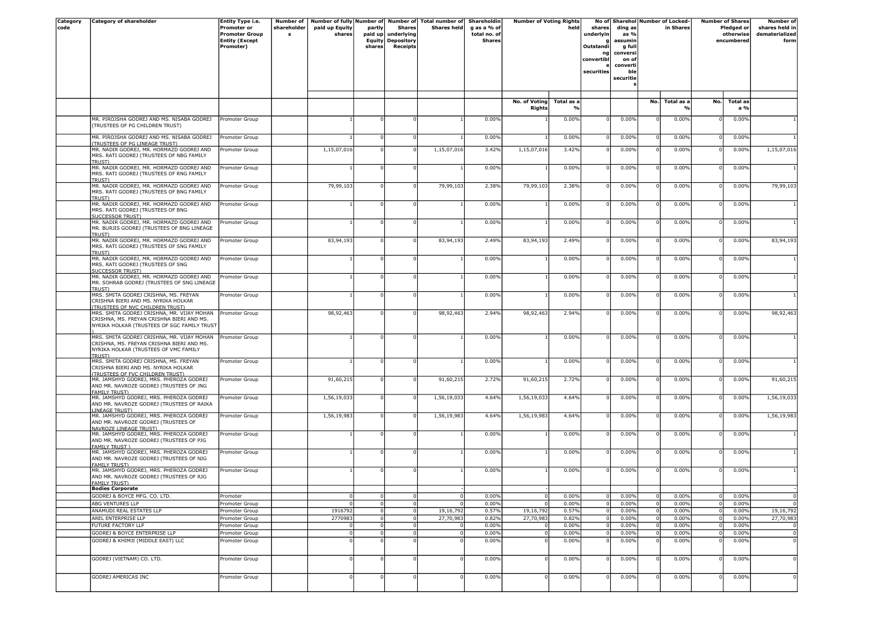| Category code | Category of shareholder | Entity Type i.e. Promoter or Promoter Group Entity (Except Promoter) | Number of shareholders | Number of fully paid up Equity shares | Number of partly paid up Equity shares | Number of Shares underlying Depository Receipts | Total number of Shares held | Shareholding as a % of total no. of Shares | Number of Voting Rights held | | No of shares underlying Outstanding convertible securities | Shareholding as % assuming full conversion of convertible securities | Number of Locked-in Shares | | Number of Shares Pledged or otherwise encumbered | | Number of shares held in dematerialized form |
|---|---|---|---|---|---|---|---|---|---|---|---|---|---|---|---|---|---|
| | | | | | | | | | No. of Voting Rights | Total as a % | | | No. | Total as a % | No. | Total as a % | |
| | MR. PIROJSHA GODREJ AND MS. NISABA GODREJ (TRUSTEES OF PG CHILDREN TRUST) | Promoter Group | | 1 | 0 | 0 | 1 | 0.00% | 1 | 0.00% | 0 | 0.00% | 0 | 0.00% | 0 | 0.00% | 1 |
| | MR. PIROJSHA GODREJ AND MS. NISABA GODREJ (TRUSTEES OF PG LINEAGE TRUST) | Promoter Group | | 1 | 0 | 0 | 1 | 0.00% | 1 | 0.00% | 0 | 0.00% | 0 | 0.00% | 0 | 0.00% | 1 |
| | MR. NADIR GODREJ, MR. HORMAZD GODREJ AND MRS. RATI GODREJ (TRUSTEES OF NBG FAMILY TRUST) | Promoter Group | | 1,15,07,016 | 0 | 0 | 1,15,07,016 | 3.42% | 1,15,07,016 | 3.42% | 0 | 0.00% | 0 | 0.00% | 0 | 0.00% | 1,15,07,016 |
| | MR. NADIR GODREJ, MR. HORMAZD GODREJ AND MRS. RATI GODREJ (TRUSTEES OF RNG FAMILY TRUST) | Promoter Group | | 1 | 0 | 0 | 1 | 0.00% | 1 | 0.00% | 0 | 0.00% | 0 | 0.00% | 0 | 0.00% | 1 |
| | MR. NADIR GODREJ, MR. HORMAZD GODREJ AND MRS. RATI GODREJ (TRUSTEES OF BNG FAMILY TRUST) | Promoter Group | | 79,99,103 | 0 | 0 | 79,99,103 | 2.38% | 79,99,103 | 2.38% | 0 | 0.00% | 0 | 0.00% | 0 | 0.00% | 79,99,103 |
| | MR. NADIR GODREJ, MR. HORMAZD GODREJ AND MRS. RATI GODREJ (TRUSTEES OF BNG SUCCESSOR TRUST) | Promoter Group | | 1 | 0 | 0 | 1 | 0.00% | 1 | 0.00% | 0 | 0.00% | 0 | 0.00% | 0 | 0.00% | 1 |
| | MR. NADIR GODREJ, MR. HORMAZD GODREJ AND MR. BURJIS GODREJ (TRUSTEES OF BNG LINEAGE TRUST) | Promoter Group | | 1 | 0 | 0 | 1 | 0.00% | 1 | 0.00% | 0 | 0.00% | 0 | 0.00% | 0 | 0.00% | 1 |
| | MR. NADIR GODREJ, MR. HORMAZD GODREJ AND MRS. RATI GODREJ (TRUSTEES OF SNG FAMILY TRUST) | Promoter Group | | 83,94,193 | 0 | 0 | 83,94,193 | 2.49% | 83,94,193 | 2.49% | 0 | 0.00% | 0 | 0.00% | 0 | 0.00% | 83,94,193 |
| | MR. NADIR GODREJ, MR. HORMAZD GODREJ AND MRS. RATI GODREJ (TRUSTEES OF SNG SUCCESSOR TRUST) | Promoter Group | | 1 | 0 | 0 | 1 | 0.00% | 1 | 0.00% | 0 | 0.00% | 0 | 0.00% | 0 | 0.00% | 1 |
| | MR. NADIR GODREJ, MR. HORMAZD GODREJ AND MR. SOHRAB GODREJ (TRUSTEES OF SNG LINEAGE TRUST) | Promoter Group | | 1 | 0 | 0 | 1 | 0.00% | 1 | 0.00% | 0 | 0.00% | 0 | 0.00% | 0 | 0.00% | 1 |
| | MRS. SMITA GODREJ CRISHNA, MS. FREYAN CRISHNA BIERI AND MS. NYRIKA HOLKAR (TRUSTEES OF NVC CHILDREN TRUST) | Promoter Group | | 1 | 0 | 0 | 1 | 0.00% | 1 | 0.00% | 0 | 0.00% | 0 | 0.00% | 0 | 0.00% | 1 |
| | MRS. SMITA GODREJ CRISHNA, MR. VIJAY MOHAN CRISHNA, MS. FREYAN CRISHNA BIERI AND MS. NYRIKA HOLKAR (TRUSTEES OF SGC FAMILY TRUST) | Promoter Group | | 98,92,463 | 0 | 0 | 98,92,463 | 2.94% | 98,92,463 | 2.94% | 0 | 0.00% | 0 | 0.00% | 0 | 0.00% | 98,92,463 |
| | MRS. SMITA GODREJ CRISHNA, MR. VIJAY MOHAN CRISHNA, MS. FREYAN CRISHNA BIERI AND MS. NYRIKA HOLKAR (TRUSTEES OF VMC FAMILY TRUST) | Promoter Group | | 1 | 0 | 0 | 1 | 0.00% | 1 | 0.00% | 0 | 0.00% | 0 | 0.00% | 0 | 0.00% | 1 |
| | MRS. SMITA GODREJ CRISHNA, MS. FREYAN CRISHNA BIERI AND MS. NYRIKA HOLKAR (TRUSTEES OF FVC CHILDREN TRUST) | Promoter Group | | 1 | 0 | 0 | 1 | 0.00% | 1 | 0.00% | 0 | 0.00% | 0 | 0.00% | 0 | 0.00% | 1 |
| | MR. JAMSHYD GODREJ, MRS. PHEROZA GODREJ AND MR. NAVROZE GODREJ (TRUSTEES OF JNG FAMILY TRUST) | Promoter Group | | 91,60,215 | 0 | 0 | 91,60,215 | 2.72% | 91,60,215 | 2.72% | 0 | 0.00% | 0 | 0.00% | 0 | 0.00% | 91,60,215 |
| | MR. JAMSHYD GODREJ, MRS. PHEROZA GODREJ AND MR. NAVROZE GODREJ (TRUSTEES OF RAIKA LINEAGE TRUST) | Promoter Group | | 1,56,19,033 | 0 | 0 | 1,56,19,033 | 4.64% | 1,56,19,033 | 4.64% | 0 | 0.00% | 0 | 0.00% | 0 | 0.00% | 1,56,19,033 |
| | MR. JAMSHYD GODREJ, MRS. PHEROZA GODREJ AND MR. NAVROZE GODREJ (TRUSTEES OF NAVROZE LINEAGE TRUST) | Promoter Group | | 1,56,19,983 | 0 | 0 | 1,56,19,983 | 4.64% | 1,56,19,983 | 4.64% | 0 | 0.00% | 0 | 0.00% | 0 | 0.00% | 1,56,19,983 |
| | MR. JAMSHYD GODREJ, MRS. PHEROZA GODREJ AND MR. NAVROZE GODREJ (TRUSTEES OF PJG FAMILY TRUST ) | Promoter Group | | 1 | 0 | 0 | 1 | 0.00% | 1 | 0.00% | 0 | 0.00% | 0 | 0.00% | 0 | 0.00% | 1 |
| | MR. JAMSHYD GODREJ, MRS. PHEROZA GODREJ AND MR. NAVROZE GODREJ (TRUSTEES OF NJG FAMILY TRUST) | Promoter Group | | 1 | 0 | 0 | 1 | 0.00% | 1 | 0.00% | 0 | 0.00% | 0 | 0.00% | 0 | 0.00% | 1 |
| | MR. JAMSHYD GODREJ, MRS. PHEROZA GODREJ AND MR. NAVROZE GODREJ (TRUSTEES OF RJG FAMILY TRUST) | Promoter Group | | 1 | 0 | 0 | 1 | 0.00% | 1 | 0.00% | 0 | 0.00% | 0 | 0.00% | 0 | 0.00% | 1 |
| | **Bodies Corporate** | | | | | | - | | - | | | | | | | | - |
| | GODREJ & BOYCE MFG. CO. LTD. | Promoter | | 0 | 0 | 0 | 0 | 0.00% | 0 | 0.00% | 0 | 0.00% | 0 | 0.00% | 0 | 0.00% | 0 |
| | ABG VENTURES LLP | Promoter Group | | 0 | 0 | 0 | 0 | 0.00% | 0 | 0.00% | 0 | 0.00% | 0 | 0.00% | 0 | 0.00% | 0 |
| | ANAMUDI REAL ESTATES LLP | Promoter Group | | 1916792 | 0 | 0 | 19,16,792 | 0.57% | 19,16,792 | 0.57% | 0 | 0.00% | 0 | 0.00% | 0 | 0.00% | 19,16,792 |
| | AREL ENTERPRISE LLP | Promoter Group | | 2770983 | 0 | 0 | 27,70,983 | 0.82% | 27,70,983 | 0.82% | 0 | 0.00% | 0 | 0.00% | 0 | 0.00% | 27,70,983 |
| | FUTURE FACTORY LLP | Promoter Group | | 0 | 0 | 0 | 0 | 0.00% | 0 | 0.00% | 0 | 0.00% | 0 | 0.00% | 0 | 0.00% | 0 |
| | GODREJ & BOYCE ENTERPRISE LLP | Promoter Group | | 0 | 0 | 0 | 0 | 0.00% | 0 | 0.00% | 0 | 0.00% | 0 | 0.00% | 0 | 0.00% | 0 |
| | GODREJ & KHIMJI (MIDDLE EAST) LLC | Promoter Group | | 0 | 0 | 0 | 0 | 0.00% | 0 | 0.00% | 0 | 0.00% | 0 | 0.00% | 0 | 0.00% | 0 |
| | GODREJ (VIETNAM) CO. LTD. | Promoter Group | | 0 | 0 | 0 | 0 | 0.00% | 0 | 0.00% | 0 | 0.00% | 0 | 0.00% | 0 | 0.00% | 0 |
| | GODREJ AMERICAS INC | Promoter Group | | 0 | 0 | 0 | 0 | 0.00% | 0 | 0.00% | 0 | 0.00% | 0 | 0.00% | 0 | 0.00% | 0 |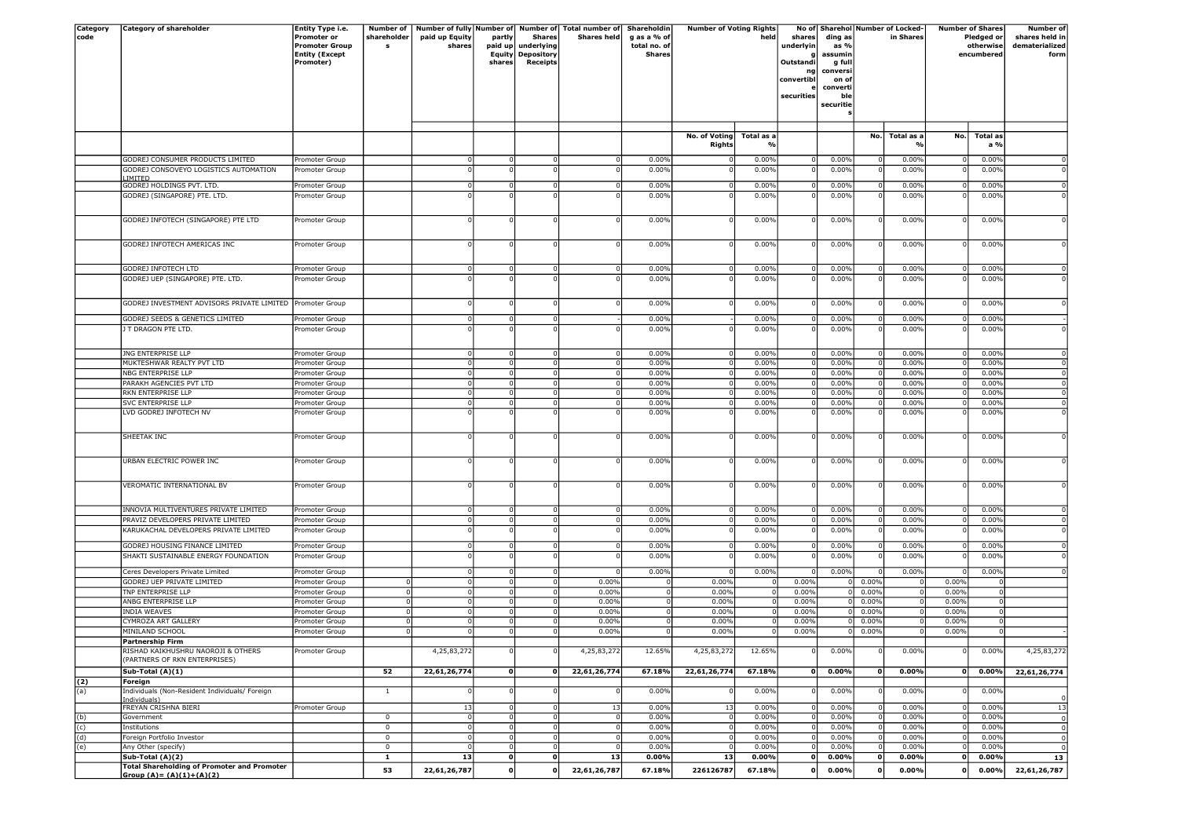| Category code | Category of shareholder | Entity Type i.e. Promoter or Promoter Group Entity (Except Promoter) | Number of shareholders | Number of fully paid up Equity shares | Number of partly paid up Equity shares | Number of Shares underlying Depository Receipts | Total number of Shares held | Shareholding as a % of total no. of Shares | Number of Voting Rights held | | No of shares underlying Outstanding convertible securities | Shareholding as % assuming full conversion of convertible securities | Number of Locked-in Shares | | Number of Shares Pledged or otherwise encumbered | | Number of shares held in dematerialized form |
|---|---|---|---|---|---|---|---|---|---|---|---|---|---|---|---|---|---|
| | | | | | | | | | No. of Voting Rights | Total as a % | | | No. | Total as a % | No. | Total as a % | |
| | GODREJ CONSUMER PRODUCTS LIMITED | Promoter Group | | 0 | 0 | 0 | 0 | 0.00% | 0 | 0.00% | 0 | 0.00% | 0 | 0.00% | 0 | 0.00% | 0 |
| | GODREJ CONSOVEYO LOGISTICS AUTOMATION LIMITED | Promoter Group | | 0 | 0 | 0 | 0 | 0.00% | 0 | 0.00% | 0 | 0.00% | 0 | 0.00% | 0 | 0.00% | 0 |
| | GODREJ HOLDINGS PVT. LTD. | Promoter Group | | 0 | 0 | 0 | 0 | 0.00% | 0 | 0.00% | 0 | 0.00% | 0 | 0.00% | 0 | 0.00% | 0 |
| | GODREJ (SINGAPORE) PTE. LTD. | Promoter Group | | 0 | 0 | 0 | 0 | 0.00% | 0 | 0.00% | 0 | 0.00% | 0 | 0.00% | 0 | 0.00% | 0 |
| | GODREJ INFOTECH (SINGAPORE) PTE LTD | Promoter Group | | 0 | 0 | 0 | 0 | 0.00% | 0 | 0.00% | 0 | 0.00% | 0 | 0.00% | 0 | 0.00% | 0 |
| | GODREJ INFOTECH AMERICAS INC | Promoter Group | | 0 | 0 | 0 | 0 | 0.00% | 0 | 0.00% | 0 | 0.00% | 0 | 0.00% | 0 | 0.00% | 0 |
| | GODREJ INFOTECH LTD | Promoter Group | | 0 | 0 | 0 | 0 | 0.00% | 0 | 0.00% | 0 | 0.00% | 0 | 0.00% | 0 | 0.00% | 0 |
| | GODREJ UEP (SINGAPORE) PTE. LTD. | Promoter Group | | 0 | 0 | 0 | 0 | 0.00% | 0 | 0.00% | 0 | 0.00% | 0 | 0.00% | 0 | 0.00% | 0 |
| | GODREJ INVESTMENT ADVISORS PRIVATE LIMITED | Promoter Group | | 0 | 0 | 0 | 0 | 0.00% | 0 | 0.00% | 0 | 0.00% | 0 | 0.00% | 0 | 0.00% | 0 |
| | GODREJ SEEDS & GENETICS LIMITED | Promoter Group | | 0 | 0 | 0 | - | 0.00% | - | 0.00% | 0 | 0.00% | 0 | 0.00% | 0 | 0.00% | - |
| | J T DRAGON PTE LTD. | Promoter Group | | 0 | 0 | 0 | 0 | 0.00% | 0 | 0.00% | 0 | 0.00% | 0 | 0.00% | 0 | 0.00% | 0 |
| | JNG ENTERPRISE LLP | Promoter Group | | 0 | 0 | 0 | 0 | 0.00% | 0 | 0.00% | 0 | 0.00% | 0 | 0.00% | 0 | 0.00% | 0 |
| | MUKTESHWAR REALTY PVT LTD | Promoter Group | | 0 | 0 | 0 | 0 | 0.00% | 0 | 0.00% | 0 | 0.00% | 0 | 0.00% | 0 | 0.00% | 0 |
| | NBG ENTERPRISE LLP | Promoter Group | | 0 | 0 | 0 | 0 | 0.00% | 0 | 0.00% | 0 | 0.00% | 0 | 0.00% | 0 | 0.00% | 0 |
| | PARAKH AGENCIES PVT LTD | Promoter Group | | 0 | 0 | 0 | 0 | 0.00% | 0 | 0.00% | 0 | 0.00% | 0 | 0.00% | 0 | 0.00% | 0 |
| | RKN ENTERPRISE LLP | Promoter Group | | 0 | 0 | 0 | 0 | 0.00% | 0 | 0.00% | 0 | 0.00% | 0 | 0.00% | 0 | 0.00% | 0 |
| | SVC ENTERPRISE LLP | Promoter Group | | 0 | 0 | 0 | 0 | 0.00% | 0 | 0.00% | 0 | 0.00% | 0 | 0.00% | 0 | 0.00% | 0 |
| | LVD GODREJ INFOTECH NV | Promoter Group | | 0 | 0 | 0 | 0 | 0.00% | 0 | 0.00% | 0 | 0.00% | 0 | 0.00% | 0 | 0.00% | 0 |
| | SHEETAK INC | Promoter Group | | 0 | 0 | 0 | 0 | 0.00% | 0 | 0.00% | 0 | 0.00% | 0 | 0.00% | 0 | 0.00% | 0 |
| | URBAN ELECTRIC POWER INC | Promoter Group | | 0 | 0 | 0 | 0 | 0.00% | 0 | 0.00% | 0 | 0.00% | 0 | 0.00% | 0 | 0.00% | 0 |
| | VEROMATIC INTERNATIONAL BV | Promoter Group | | 0 | 0 | 0 | 0 | 0.00% | 0 | 0.00% | 0 | 0.00% | 0 | 0.00% | 0 | 0.00% | 0 |
| | INNOVIA MULTIVENTURES PRIVATE LIMITED | Promoter Group | | 0 | 0 | 0 | 0 | 0.00% | 0 | 0.00% | 0 | 0.00% | 0 | 0.00% | 0 | 0.00% | 0 |
| | PRAVIZ DEVELOPERS PRIVATE LIMITED | Promoter Group | | 0 | 0 | 0 | 0 | 0.00% | 0 | 0.00% | 0 | 0.00% | 0 | 0.00% | 0 | 0.00% | 0 |
| | KARUKACHAL DEVELOPERS PRIVATE LIMITED | Promoter Group | | 0 | 0 | 0 | 0 | 0.00% | 0 | 0.00% | 0 | 0.00% | 0 | 0.00% | 0 | 0.00% | 0 |
| | GODREJ HOUSING FINANCE LIMITED | Promoter Group | | 0 | 0 | 0 | 0 | 0.00% | 0 | 0.00% | 0 | 0.00% | 0 | 0.00% | 0 | 0.00% | 0 |
| | SHAKTI SUSTAINABLE ENERGY FOUNDATION | Promoter Group | | 0 | 0 | 0 | 0 | 0.00% | 0 | 0.00% | 0 | 0.00% | 0 | 0.00% | 0 | 0.00% | 0 |
| | Ceres Developers Private Limited | Promoter Group | | 0 | 0 | 0 | 0 | 0.00% | 0 | 0.00% | 0 | 0.00% | 0 | 0.00% | 0 | 0.00% | 0 |
| | GODREJ UEP PRIVATE LIMITED | Promoter Group | 0 | 0 | 0 | 0 | 0.00% | 0 | 0.00% | 0 | 0.00% | 0 | 0.00% | 0 | 0.00% | 0 | |
| | TNP ENTERPRISE LLP | Promoter Group | 0 | 0 | 0 | 0 | 0.00% | 0 | 0.00% | 0 | 0.00% | 0 | 0.00% | 0 | 0.00% | 0 | |
| | ANBG ENTERPRISE LLP | Promoter Group | 0 | 0 | 0 | 0 | 0.00% | 0 | 0.00% | 0 | 0.00% | 0 | 0.00% | 0 | 0.00% | 0 | |
| | INDIA WEAVES | Promoter Group | 0 | 0 | 0 | 0 | 0.00% | 0 | 0.00% | 0 | 0.00% | 0 | 0.00% | 0 | 0.00% | 0 | |
| | CYMROZA ART GALLERY | Promoter Group | 0 | 0 | 0 | 0 | 0.00% | 0 | 0.00% | 0 | 0.00% | 0 | 0.00% | 0 | 0.00% | 0 | |
| | MINILAND SCHOOL | Promoter Group | 0 | 0 | 0 | 0 | 0.00% | 0 | 0.00% | 0 | 0.00% | 0 | 0.00% | 0 | 0.00% | 0 | - |
| | **Partnership Firm** | | | | | | | | | | | | | | | | |
| | RISHAD KAIKHUSHRU NAOROJI & OTHERS (PARTNERS OF RKN ENTERPRISES) | Promoter Group | | 4,25,83,272 | 0 | 0 | 4,25,83,272 | 12.65% | 4,25,83,272 | 12.65% | 0 | 0.00% | 0 | 0.00% | 0 | 0.00% | 4,25,83,272 |
| | **Sub-Total (A)(1)** | | **52** | **22,61,26,774** | **0** | **0** | **22,61,26,774** | **67.18%** | **22,61,26,774** | **67.18%** | **0** | **0.00%** | **0** | **0.00%** | **0** | **0.00%** | **22,61,26,774** |
| **(2)** | **Foreign** | | | | | | | | | | | | | | | | |
| (a) | Individuals (Non-Resident Individuals/ Foreign Individuals) | | 1 | 0 | 0 | 0 | 0 | 0.00% | 0 | 0.00% | 0 | 0.00% | 0 | 0.00% | 0 | 0.00% | 0 |
| | FREYAN CRISHNA BIERI | Promoter Group | | 13 | 0 | 0 | 13 | 0.00% | 13 | 0.00% | 0 | 0.00% | 0 | 0.00% | 0 | 0.00% | 13 |
| (b) | Government | | 0 | 0 | 0 | 0 | 0 | 0.00% | 0 | 0.00% | 0 | 0.00% | 0 | 0.00% | 0 | 0.00% | 0 |
| (c) | Institutions | | 0 | 0 | 0 | 0 | 0 | 0.00% | 0 | 0.00% | 0 | 0.00% | 0 | 0.00% | 0 | 0.00% | 0 |
| (d) | Foreign Portfolio Investor | | 0 | 0 | 0 | 0 | 0 | 0.00% | 0 | 0.00% | 0 | 0.00% | 0 | 0.00% | 0 | 0.00% | 0 |
| (e) | Any Other (specify) | | 0 | 0 | 0 | 0 | 0 | 0.00% | 0 | 0.00% | 0 | 0.00% | 0 | 0.00% | 0 | 0.00% | 0 |
| | **Sub-Total (A)(2)** | | **1** | **13** | **0** | **0** | **13** | **0.00%** | **13** | **0.00%** | **0** | **0.00%** | **0** | **0.00%** | **0** | **0.00%** | **13** |
| | **Total Shareholding of Promoter and Promoter Group (A)= (A)(1)+(A)(2)** | | **53** | **22,61,26,787** | **0** | **0** | **22,61,26,787** | **67.18%** | **226126787** | **67.18%** | **0** | **0.00%** | **0** | **0.00%** | **0** | **0.00%** | **22,61,26,787** |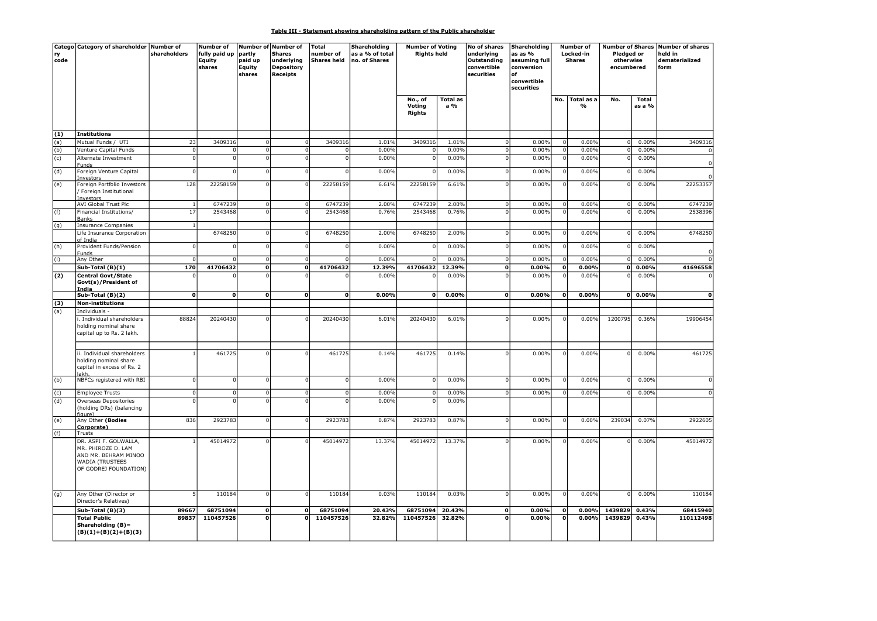**Table III - Statement showing shareholding pattern of the Public shareholder**

| Category code | Category of shareholder | Number of shareholders | Number of fully paid up Equity shares | Number of partly paid up Equity shares | Number of Shares underlying Depository Receipts | Total number of Shares held | Shareholding as a % of total no. of Shares | Number of Voting Rights held | | No of shares underlying Outstanding convertible securities | Shareholding as as % assuming full conversion of convertible securities | Number of Locked-in Shares | | Number of Shares Pledged or otherwise encumbered | | Number of shares held in dematerialized form |
|---|---|---|---|---|---|---|---|---|---|---|---|---|---|---|---|---|
| | | | | | | | | No., of Voting Rights | Total as a % | | | No. | Total as a % | No. | Total as a % | |
| **(1)** | **Institutions** | | | | | | | | | | | | | | | |
| (a) | Mutual Funds / UTI | 23 | 3409316 | 0 | 0 | 3409316 | 1.01% | 3409316 | 1.01% | 0 | 0.00% | 0 | 0.00% | 0 | 0.00% | 3409316 |
| (b) | Venture Capital Funds | 0 | 0 | 0 | 0 | 0 | 0.00% | 0 | 0.00% | 0 | 0.00% | 0 | 0.00% | 0 | 0.00% | 0 |
| (c) | Alternate Investment Funds | 0 | 0 | 0 | 0 | 0 | 0.00% | 0 | 0.00% | 0 | 0.00% | 0 | 0.00% | 0 | 0.00% | 0 |
| (d) | Foreign Venture Capital Investors | 0 | 0 | 0 | 0 | 0 | 0.00% | 0 | 0.00% | 0 | 0.00% | 0 | 0.00% | 0 | 0.00% | 0 |
| (e) | Foreign Portfolio Investors / Foreign Institutional Investors | 128 | 22258159 | 0 | 0 | 22258159 | 6.61% | 22258159 | 6.61% | 0 | 0.00% | 0 | 0.00% | 0 | 0.00% | 22253357 |
| | AVI Global Trust Plc | 1 | 6747239 | 0 | 0 | 6747239 | 2.00% | 6747239 | 2.00% | 0 | 0.00% | 0 | 0.00% | 0 | 0.00% | 6747239 |
| (f) | Financial Institutions/ Banks | 17 | 2543468 | 0 | 0 | 2543468 | 0.76% | 2543468 | 0.76% | 0 | 0.00% | 0 | 0.00% | 0 | 0.00% | 2538396 |
| (g) | Insurance Companies | 1 | | | | | | | | | | | | | | |
| | Life Insurance Corporation of India | | 6748250 | 0 | 0 | 6748250 | 2.00% | 6748250 | 2.00% | 0 | 0.00% | 0 | 0.00% | 0 | 0.00% | 6748250 |
| (h) | Provident Funds/Pension Funds | 0 | 0 | 0 | 0 | 0 | 0.00% | 0 | 0.00% | 0 | 0.00% | 0 | 0.00% | 0 | 0.00% | 0 |
| (i) | Any Other | 0 | 0 | 0 | 0 | 0 | 0.00% | 0 | 0.00% | 0 | 0.00% | 0 | 0.00% | 0 | 0.00% | 0 |
| | **Sub-Total (B)(1)** | **170** | **41706432** | **0** | **0** | **41706432** | **12.39%** | **41706432** | **12.39%** | **0** | **0.00%** | **0** | **0.00%** | **0** | **0.00%** | **41696558** |
| **(2)** | **Central Govt/State Govt(s)/President of India** | 0 | 0 | 0 | 0 | 0 | 0.00% | 0 | 0.00% | 0 | 0.00% | 0 | 0.00% | 0 | 0.00% | 0 |
| | **Sub-Total (B)(2)** | **0** | **0** | **0** | **0** | **0** | **0.00%** | **0** | **0.00%** | **0** | **0.00%** | **0** | **0.00%** | **0** | **0.00%** | **0** |
| **(3)** | **Non-institutions** | | | | | | | | | | | | | | | |
| (a) | Individuals - | | | | | | | | | | | | | | | |
| | i. Individual shareholders holding nominal share capital up to Rs. 2 lakh. | 88824 | 20240430 | 0 | 0 | 20240430 | 6.01% | 20240430 | 6.01% | 0 | 0.00% | 0 | 0.00% | 1200795 | 0.36% | 19906454 |
| | ii. Individual shareholders holding nominal share capital in excess of Rs. 2 lakh. | 1 | 461725 | 0 | 0 | 461725 | 0.14% | 461725 | 0.14% | 0 | 0.00% | 0 | 0.00% | 0 | 0.00% | 461725 |
| (b) | NBFCs registered with RBI | 0 | 0 | 0 | 0 | 0 | 0.00% | 0 | 0.00% | 0 | 0.00% | 0 | 0.00% | 0 | 0.00% | 0 |
| (c) | Employee Trusts | 0 | 0 | 0 | 0 | 0 | 0.00% | 0 | 0.00% | 0 | 0.00% | 0 | 0.00% | 0 | 0.00% | 0 |
| (d) | Overseas Depositories (holding DRs) (balancing figure) | 0 | 0 | 0 | 0 | 0 | 0.00% | 0 | 0.00% | | | | | | | |
| (e) | Any Other **(Bodies Corporate)** | 836 | 2923783 | 0 | 0 | 2923783 | 0.87% | 2923783 | 0.87% | 0 | 0.00% | 0 | 0.00% | 239034 | 0.07% | 2922605 |
| (f) | Trusts | | | | | | | | | | | | | | | |
| | DR. ASPI F. GOLWALLA, MR. PHIROZE D. LAM AND MR. BEHRAM MINOO WADIA (TRUSTEES OF GODREJ FOUNDATION) | 1 | 45014972 | 0 | 0 | 45014972 | 13.37% | 45014972 | 13.37% | 0 | 0.00% | 0 | 0.00% | 0 | 0.00% | 45014972 |
| (g) | Any Other (Director or Director's Relatives) | 5 | 110184 | 0 | 0 | 110184 | 0.03% | 110184 | 0.03% | 0 | 0.00% | 0 | 0.00% | 0 | 0.00% | 110184 |
| | **Sub-Total (B)(3)** | **89667** | **68751094** | **0** | **0** | **68751094** | **20.43%** | **68751094** | **20.43%** | **0** | **0.00%** | **0** | **0.00%** | **1439829** | **0.43%** | **68415940** |
| | **Total Public Shareholding (B)= (B)(1)+(B)(2)+(B)(3)** | **89837** | **110457526** | **0** | **0** | **110457526** | **32.82%** | **110457526** | **32.82%** | **0** | **0.00%** | **0** | **0.00%** | **1439829** | **0.43%** | **110112498** |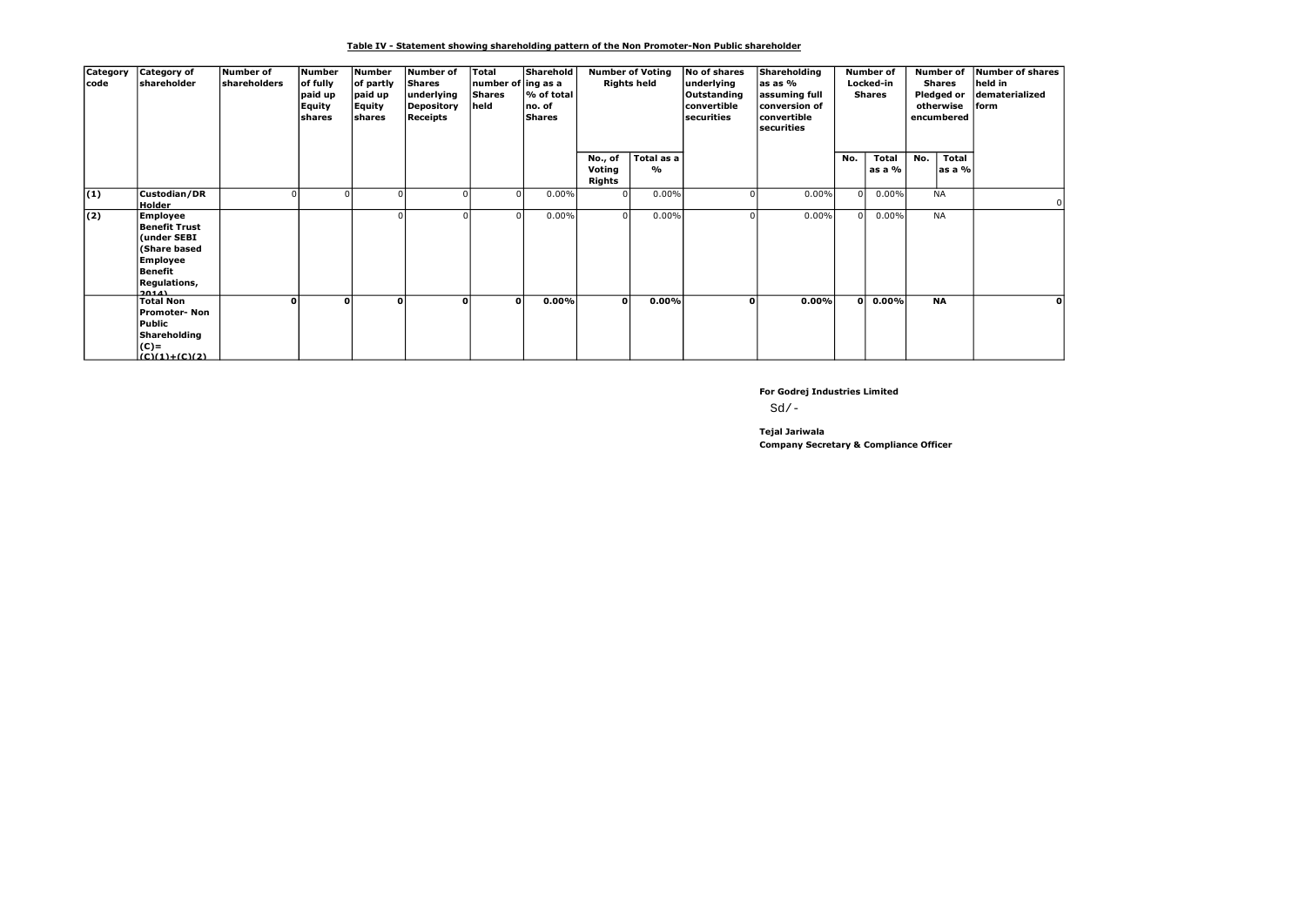**Table IV - Statement showing shareholding pattern of the Non Promoter-Non Public shareholder**

| Category code | Category of shareholder | Number of shareholders | Number of fully paid up Equity shares | Number of partly paid up Equity shares | Number of Shares underlying Depository Receipts | Total number of Shares held | Shareholding as a % of total no. of Shares | Number of Voting Rights held | | No of shares underlying Outstanding convertible securities | Shareholding as as % assuming full conversion of convertible securities | Number of Locked-in Shares | | Number of Shares Pledged or otherwise encumbered | | Number of shares held in dematerialized form |
|---|---|---|---|---|---|---|---|---|---|---|---|---|---|---|---|---|
| | | | | | | | | No., of Voting Rights | Total as a % | | | No. | Total as a % | No. | Total as a % | |
| (1) | Custodian/DR Holder | 0 | 0 | 0 | 0 | 0 | 0.00% | 0 | 0.00% | 0 | 0.00% | 0 | 0.00% | NA | | 0 |
| (2) | Employee Benefit Trust (under SEBI (Share based Employee Benefit Regulations, 2014) | | | 0 | 0 | 0 | 0.00% | 0 | 0.00% | 0 | 0.00% | 0 | 0.00% | NA | | |
| | **Total Non Promoter- Non Public Shareholding (C)= (C)(1)+(C)(2)** | **0** | **0** | **0** | **0** | **0** | **0.00%** | **0** | **0.00%** | **0** | **0.00%** | **0** | **0.00%** | **NA** | | **0** |

**For Godrej Industries Limited**

Sd/-

**Tejal Jariwala**
**Company Secretary & Compliance Officer**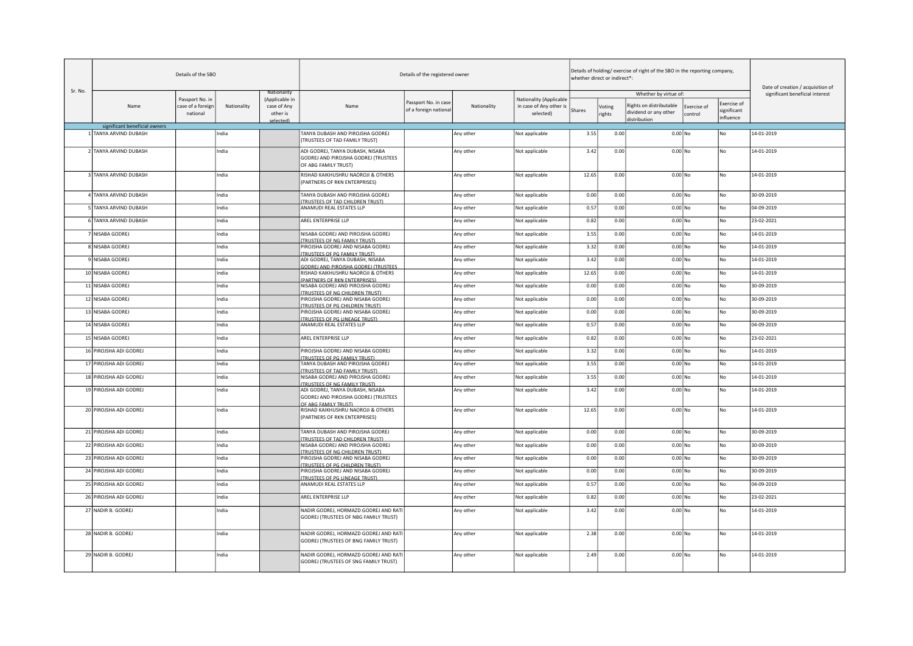| Sr. No. | Details of the SBO | | | | Details of the registered owner | | | | Details of holding/ exercise of right of the SBO in the reporting company, whether direct or indirect*: | | | | | Date of creation / acquisition of significant beneficial interest |
|---|---|---|---|---|---|---|---|---|---|---|---|---|---|---|
| | | | | | | | | | Whether by virtue of: | | | | | |
| | Name | Passport No. in case of a foreign national | Nationality | Nationality (Applicable in case of Any other is selected) | Name | Passport No. in case of a foreign national | Nationality | Nationality (Applicable in case of Any other is selected) | Shares | Voting rights | Rights on distributable dividend or any other distribution | Exercise of control | Exercise of significant influence | |
| | significant beneficial owners | | | | | | | | | | | | | |
| 1 | TANYA ARVIND DUBASH | | India | | TANYA DUBASH AND PIROJSHA GODREJ (TRUSTEES OF TAD FAMILY TRUST) | | Any other | Not applicable | 3.55 | 0.00 | 0.00 | No | No | 14-01-2019 |
| 2 | TANYA ARVIND DUBASH | | India | | ADI GODREJ, TANYA DUBASH, NISABA GODREJ AND PIROJSHA GODREJ (TRUSTEES OF ABG FAMILY TRUST) | | Any other | Not applicable | 3.42 | 0.00 | 0.00 | No | No | 14-01-2019 |
| 3 | TANYA ARVIND DUBASH | | India | | RISHAD KAIKHUSHRU NAOROJI & OTHERS (PARTNERS OF RKN ENTERPRISES) | | Any other | Not applicable | 12.65 | 0.00 | 0.00 | No | No | 14-01-2019 |
| 4 | TANYA ARVIND DUBASH | | India | | TANYA DUBASH AND PIROJSHA GODREJ (TRUSTEES OF TAD CHILDREN TRUST) | | Any other | Not applicable | 0.00 | 0.00 | 0.00 | No | No | 30-09-2019 |
| 5 | TANYA ARVIND DUBASH | | India | | ANAMUDI REAL ESTATES LLP | | Any other | Not applicable | 0.57 | 0.00 | 0.00 | No | No | 04-09-2019 |
| 6 | TANYA ARVIND DUBASH | | India | | AREL ENTERPRISE LLP | | Any other | Not applicable | 0.82 | 0.00 | 0.00 | No | No | 23-02-2021 |
| 7 | NISABA GODREJ | | India | | NISABA GODREJ AND PIROJSHA GODREJ (TRUSTEES OF NG FAMILY TRUST) | | Any other | Not applicable | 3.55 | 0.00 | 0.00 | No | No | 14-01-2019 |
| 8 | NISABA GODREJ | | India | | PIROJSHA GODREJ AND NISABA GODREJ (TRUSTEES OF PG FAMILY TRUST) | | Any other | Not applicable | 3.32 | 0.00 | 0.00 | No | No | 14-01-2019 |
| 9 | NISABA GODREJ | | India | | ADI GODREJ, TANYA DUBASH, NISABA GODREJ AND PIROJSHA GODREJ (TRUSTEES | | Any other | Not applicable | 3.42 | 0.00 | 0.00 | No | No | 14-01-2019 |
| 10 | NISABA GODREJ | | India | | RISHAD KAIKHUSHRU NAOROJI & OTHERS (PARTNERS OF RKN ENTERPRISES) | | Any other | Not applicable | 12.65 | 0.00 | 0.00 | No | No | 14-01-2019 |
| 11 | NISABA GODREJ | | India | | NISABA GODREJ AND PIROJSHA GODREJ (TRUSTEES OF NG CHILDREN TRUST) | | Any other | Not applicable | 0.00 | 0.00 | 0.00 | No | No | 30-09-2019 |
| 12 | NISABA GODREJ | | India | | PIROJSHA GODREJ AND NISABA GODREJ (TRUSTEES OF PG CHILDREN TRUST) | | Any other | Not applicable | 0.00 | 0.00 | 0.00 | No | No | 30-09-2019 |
| 13 | NISABA GODREJ | | India | | PIROJSHA GODREJ AND NISABA GODREJ (TRUSTEES OF PG LINEAGE TRUST) | | Any other | Not applicable | 0.00 | 0.00 | 0.00 | No | No | 30-09-2019 |
| 14 | NISABA GODREJ | | India | | ANAMUDI REAL ESTATES LLP | | Any other | Not applicable | 0.57 | 0.00 | 0.00 | No | No | 04-09-2019 |
| 15 | NISABA GODREJ | | India | | AREL ENTERPRISE LLP | | Any other | Not applicable | 0.82 | 0.00 | 0.00 | No | No | 23-02-2021 |
| 16 | PIROJSHA ADI GODREJ | | India | | PIROJSHA GODREJ AND NISABA GODREJ (TRUSTEES OF PG FAMILY TRUST) | | Any other | Not applicable | 3.32 | 0.00 | 0.00 | No | No | 14-01-2019 |
| 17 | PIROJSHA ADI GODREJ | | India | | TANYA DUBASH AND PIROJSHA GODREJ (TRUSTEES OF TAD FAMILY TRUST) | | Any other | Not applicable | 3.55 | 0.00 | 0.00 | No | No | 14-01-2019 |
| 18 | PIROJSHA ADI GODREJ | | India | | NISABA GODREJ AND PIROJSHA GODREJ (TRUSTEES OF NG FAMILY TRUST) | | Any other | Not applicable | 3.55 | 0.00 | 0.00 | No | No | 14-01-2019 |
| 19 | PIROJSHA ADI GODREJ | | India | | ADI GODREJ, TANYA DUBASH, NISABA GODREJ AND PIROJSHA GODREJ (TRUSTEES OF ABG FAMILY TRUST) | | Any other | Not applicable | 3.42 | 0.00 | 0.00 | No | No | 14-01-2019 |
| 20 | PIROJSHA ADI GODREJ | | India | | RISHAD KAIKHUSHRU NAOROJI & OTHERS (PARTNERS OF RKN ENTERPRISES) | | Any other | Not applicable | 12.65 | 0.00 | 0.00 | No | No | 14-01-2019 |
| 21 | PIROJSHA ADI GODREJ | | India | | TANYA DUBASH AND PIROJSHA GODREJ (TRUSTEES OF TAD CHILDREN TRUST) | | Any other | Not applicable | 0.00 | 0.00 | 0.00 | No | No | 30-09-2019 |
| 22 | PIROJSHA ADI GODREJ | | India | | NISABA GODREJ AND PIROJSHA GODREJ (TRUSTEES OF NG CHILDREN TRUST) | | Any other | Not applicable | 0.00 | 0.00 | 0.00 | No | No | 30-09-2019 |
| 23 | PIROJSHA ADI GODREJ | | India | | PIROJSHA GODREJ AND NISABA GODREJ (TRUSTEES OF PG CHILDREN TRUST) | | Any other | Not applicable | 0.00 | 0.00 | 0.00 | No | No | 30-09-2019 |
| 24 | PIROJSHA ADI GODREJ | | India | | PIROJSHA GODREJ AND NISABA GODREJ (TRUSTEES OF PG LINEAGE TRUST) | | Any other | Not applicable | 0.00 | 0.00 | 0.00 | No | No | 30-09-2019 |
| 25 | PIROJSHA ADI GODREJ | | India | | ANAMUDI REAL ESTATES LLP | | Any other | Not applicable | 0.57 | 0.00 | 0.00 | No | No | 04-09-2019 |
| 26 | PIROJSHA ADI GODREJ | | India | | AREL ENTERPRISE LLP | | Any other | Not applicable | 0.82 | 0.00 | 0.00 | No | No | 23-02-2021 |
| 27 | NADIR B. GODREJ | | India | | NADIR GODREJ, HORMAZD GODREJ AND RATI GODREJ (TRUSTEES OF NBG FAMILY TRUST) | | Any other | Not applicable | 3.42 | 0.00 | 0.00 | No | No | 14-01-2019 |
| 28 | NADIR B. GODREJ | | India | | NADIR GODREJ, HORMAZD GODREJ AND RATI GODREJ (TRUSTEES OF BNG FAMILY TRUST) | | Any other | Not applicable | 2.38 | 0.00 | 0.00 | No | No | 14-01-2019 |
| 29 | NADIR B. GODREJ | | India | | NADIR GODREJ, HORMAZD GODREJ AND RATI GODREJ (TRUSTEES OF SNG FAMILY TRUST) | | Any other | Not applicable | 2.49 | 0.00 | 0.00 | No | No | 14-01-2019 |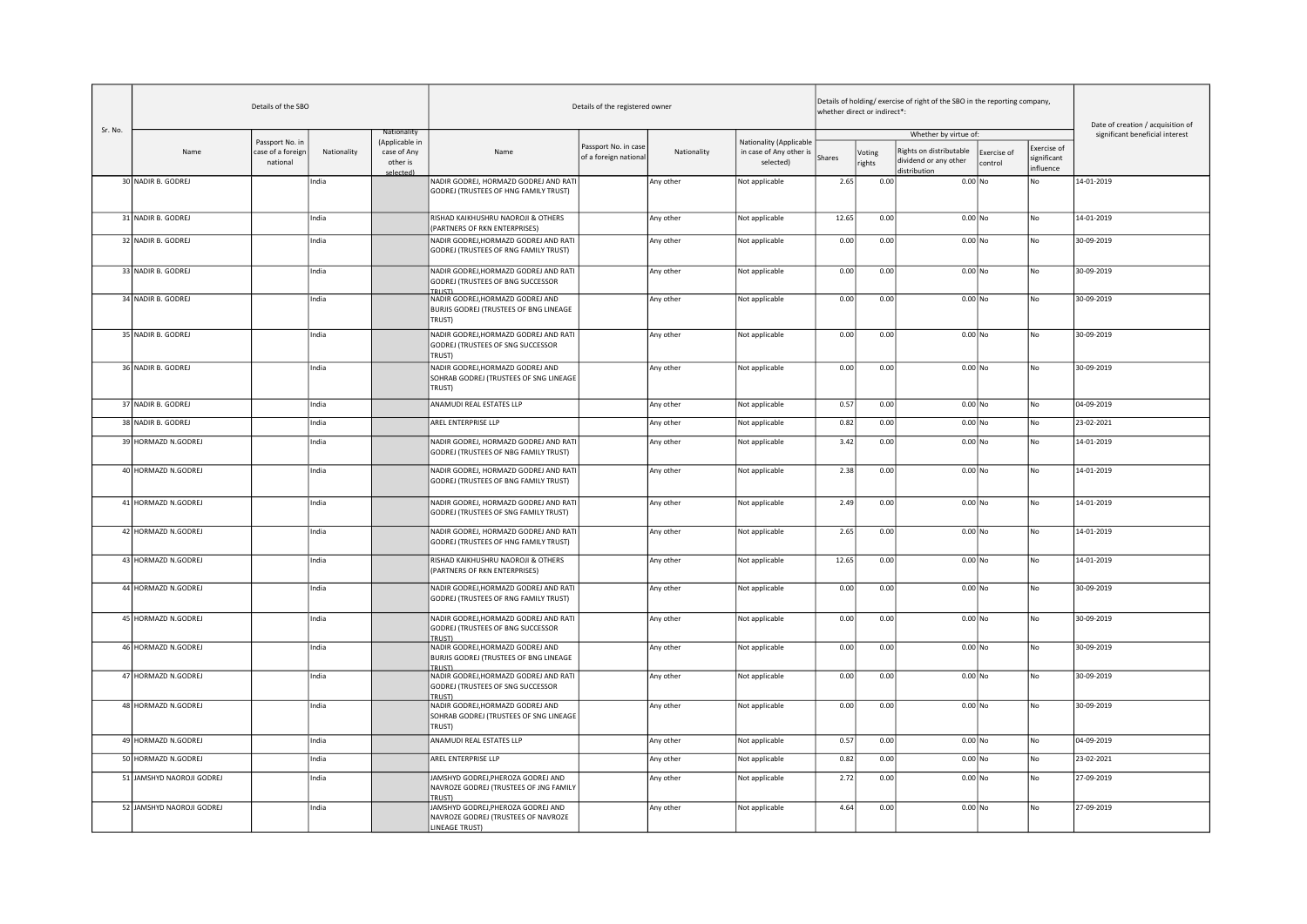| Sr. No. | Details of the SBO | | | | Details of the registered owner | | | | Details of holding/ exercise of right of the SBO in the reporting company, whether direct or indirect*: | | | | | Date of creation / acquisition of significant beneficial interest |
|---|---|---|---|---|---|---|---|---|---|---|---|---|---|---|
| | | | | | | | | | Whether by virtue of: | | | | | |
| | Name | Passport No. in case of a foreign national | Nationality | Nationality (Applicable in case of Any other is selected) | Name | Passport No. in case of a foreign national | Nationality | Nationality (Applicable in case of Any other is selected) | Shares | Voting rights | Rights on distributable dividend or any other distribution | Exercise of control | Exercise of significant influence | |
| 30 | NADIR B. GODREJ | | India | | NADIR GODREJ, HORMAZD GODREJ AND RATI GODREJ (TRUSTEES OF HNG FAMILY TRUST) | | Any other | Not applicable | 2.65 | 0.00 | 0.00 | No | No | 14-01-2019 |
| 31 | NADIR B. GODREJ | | India | | RISHAD KAIKHUSHRU NAOROJI & OTHERS (PARTNERS OF RKN ENTERPRISES) | | Any other | Not applicable | 12.65 | 0.00 | 0.00 | No | No | 14-01-2019 |
| 32 | NADIR B. GODREJ | | India | | NADIR GODREJ,HORMAZD GODREJ AND RATI GODREJ (TRUSTEES OF RNG FAMILY TRUST) | | Any other | Not applicable | 0.00 | 0.00 | 0.00 | No | No | 30-09-2019 |
| 33 | NADIR B. GODREJ | | India | | NADIR GODREJ,HORMAZD GODREJ AND RATI GODREJ (TRUSTEES OF BNG SUCCESSOR TRUST) | | Any other | Not applicable | 0.00 | 0.00 | 0.00 | No | No | 30-09-2019 |
| 34 | NADIR B. GODREJ | | India | | NADIR GODREJ,HORMAZD GODREJ AND BURJIS GODREJ (TRUSTEES OF BNG LINEAGE TRUST) | | Any other | Not applicable | 0.00 | 0.00 | 0.00 | No | No | 30-09-2019 |
| 35 | NADIR B. GODREJ | | India | | NADIR GODREJ,HORMAZD GODREJ AND RATI GODREJ (TRUSTEES OF SNG SUCCESSOR TRUST) | | Any other | Not applicable | 0.00 | 0.00 | 0.00 | No | No | 30-09-2019 |
| 36 | NADIR B. GODREJ | | India | | NADIR GODREJ,HORMAZD GODREJ AND SOHRAB GODREJ (TRUSTEES OF SNG LINEAGE TRUST) | | Any other | Not applicable | 0.00 | 0.00 | 0.00 | No | No | 30-09-2019 |
| 37 | NADIR B. GODREJ | | India | | ANAMUDI REAL ESTATES LLP | | Any other | Not applicable | 0.57 | 0.00 | 0.00 | No | No | 04-09-2019 |
| 38 | NADIR B. GODREJ | | India | | AREL ENTERPRISE LLP | | Any other | Not applicable | 0.82 | 0.00 | 0.00 | No | No | 23-02-2021 |
| 39 | HORMAZD N.GODREJ | | India | | NADIR GODREJ, HORMAZD GODREJ AND RATI GODREJ (TRUSTEES OF NBG FAMILY TRUST) | | Any other | Not applicable | 3.42 | 0.00 | 0.00 | No | No | 14-01-2019 |
| 40 | HORMAZD N.GODREJ | | India | | NADIR GODREJ, HORMAZD GODREJ AND RATI GODREJ (TRUSTEES OF BNG FAMILY TRUST) | | Any other | Not applicable | 2.38 | 0.00 | 0.00 | No | No | 14-01-2019 |
| 41 | HORMAZD N.GODREJ | | India | | NADIR GODREJ, HORMAZD GODREJ AND RATI GODREJ (TRUSTEES OF SNG FAMILY TRUST) | | Any other | Not applicable | 2.49 | 0.00 | 0.00 | No | No | 14-01-2019 |
| 42 | HORMAZD N.GODREJ | | India | | NADIR GODREJ, HORMAZD GODREJ AND RATI GODREJ (TRUSTEES OF HNG FAMILY TRUST) | | Any other | Not applicable | 2.65 | 0.00 | 0.00 | No | No | 14-01-2019 |
| 43 | HORMAZD N.GODREJ | | India | | RISHAD KAIKHUSHRU NAOROJI & OTHERS (PARTNERS OF RKN ENTERPRISES) | | Any other | Not applicable | 12.65 | 0.00 | 0.00 | No | No | 14-01-2019 |
| 44 | HORMAZD N.GODREJ | | India | | NADIR GODREJ,HORMAZD GODREJ AND RATI GODREJ (TRUSTEES OF RNG FAMILY TRUST) | | Any other | Not applicable | 0.00 | 0.00 | 0.00 | No | No | 30-09-2019 |
| 45 | HORMAZD N.GODREJ | | India | | NADIR GODREJ,HORMAZD GODREJ AND RATI GODREJ (TRUSTEES OF BNG SUCCESSOR TRUST) | | Any other | Not applicable | 0.00 | 0.00 | 0.00 | No | No | 30-09-2019 |
| 46 | HORMAZD N.GODREJ | | India | | NADIR GODREJ,HORMAZD GODREJ AND BURJIS GODREJ (TRUSTEES OF BNG LINEAGE TRUST) | | Any other | Not applicable | 0.00 | 0.00 | 0.00 | No | No | 30-09-2019 |
| 47 | HORMAZD N.GODREJ | | India | | NADIR GODREJ,HORMAZD GODREJ AND RATI GODREJ (TRUSTEES OF SNG SUCCESSOR TRUST) | | Any other | Not applicable | 0.00 | 0.00 | 0.00 | No | No | 30-09-2019 |
| 48 | HORMAZD N.GODREJ | | India | | NADIR GODREJ,HORMAZD GODREJ AND SOHRAB GODREJ (TRUSTEES OF SNG LINEAGE TRUST) | | Any other | Not applicable | 0.00 | 0.00 | 0.00 | No | No | 30-09-2019 |
| 49 | HORMAZD N.GODREJ | | India | | ANAMUDI REAL ESTATES LLP | | Any other | Not applicable | 0.57 | 0.00 | 0.00 | No | No | 04-09-2019 |
| 50 | HORMAZD N.GODREJ | | India | | AREL ENTERPRISE LLP | | Any other | Not applicable | 0.82 | 0.00 | 0.00 | No | No | 23-02-2021 |
| 51 | JAMSHYD NAOROJI GODREJ | | India | | JAMSHYD GODREJ,PHEROZA GODREJ AND NAVROZE GODREJ (TRUSTEES OF JNG FAMILY TRUST) | | Any other | Not applicable | 2.72 | 0.00 | 0.00 | No | No | 27-09-2019 |
| 52 | JAMSHYD NAOROJI GODREJ | | India | | JAMSHYD GODREJ,PHEROZA GODREJ AND NAVROZE GODREJ (TRUSTEES OF NAVROZE LINEAGE TRUST) | | Any other | Not applicable | 4.64 | 0.00 | 0.00 | No | No | 27-09-2019 |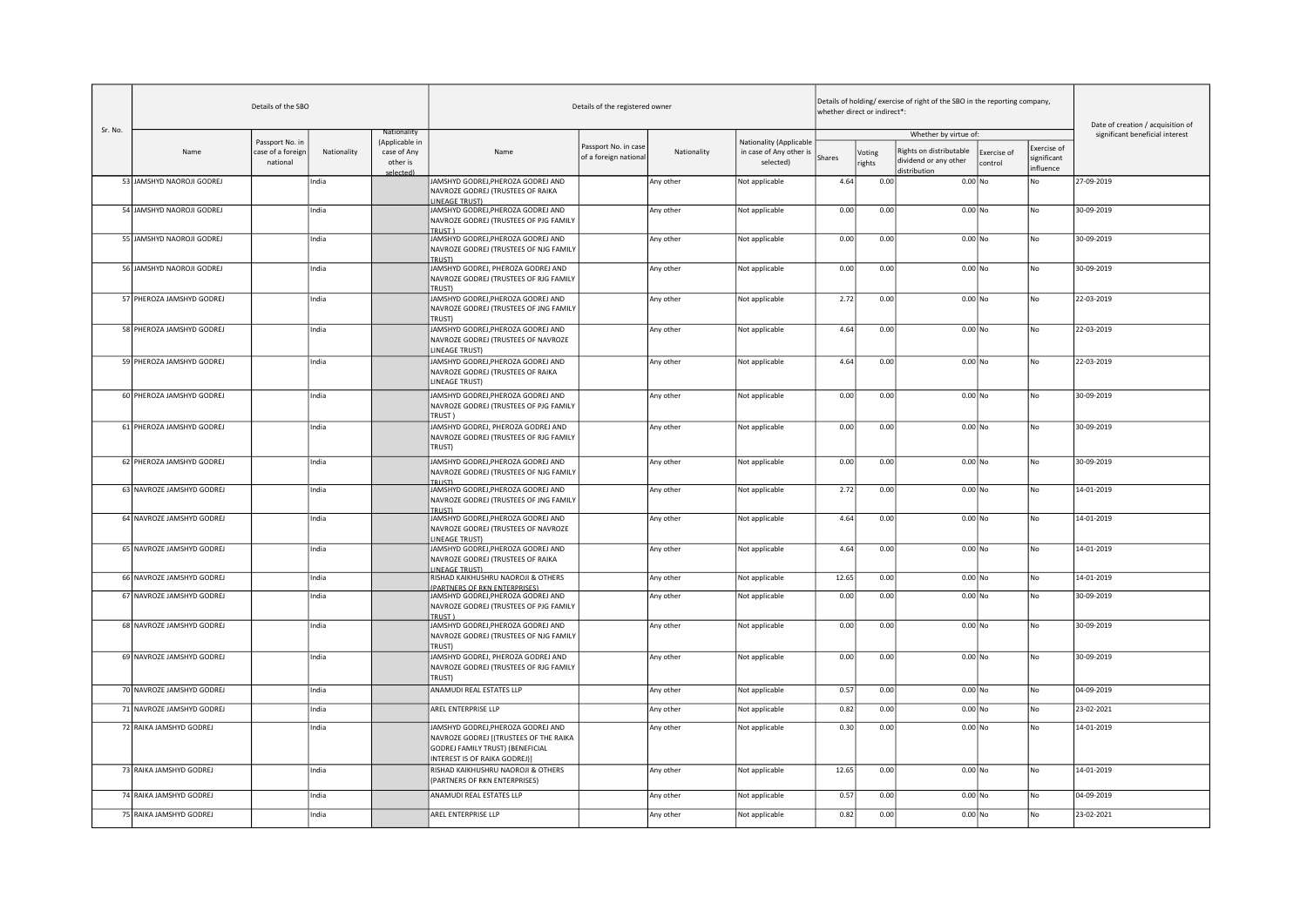| Sr. No. | Details of the SBO | | | | Details of the registered owner | | | | Details of holding/ exercise of right of the SBO in the reporting company, whether direct or indirect*: | | | | | Date of creation / acquisition of significant beneficial interest |
|---|---|---|---|---|---|---|---|---|---|---|---|---|---|---|
| | Name | Passport No. in case of a foreign national | Nationality | Nationality (Applicable in case of Any other is selected) | Name | Passport No. in case of a foreign national | Nationality | Nationality (Applicable in case of Any other is selected) | Whether by virtue of: | | | | | |
| | | | | | | | | | Shares | Voting rights | Rights on distributable dividend or any other distribution | Exercise of control | Exercise of significant influence | |
| 53 | JAMSHYD NAOROJI GODREJ | | India | | JAMSHYD GODREJ,PHEROZA GODREJ AND NAVROZE GODREJ (TRUSTEES OF RAIKA LINEAGE TRUST) | | Any other | Not applicable | 4.64 | 0.00 | 0.00 | No | No | 27-09-2019 |
| 54 | JAMSHYD NAOROJI GODREJ | | India | | JAMSHYD GODREJ,PHEROZA GODREJ AND NAVROZE GODREJ (TRUSTEES OF PJG FAMILY TRUST ) | | Any other | Not applicable | 0.00 | 0.00 | 0.00 | No | No | 30-09-2019 |
| 55 | JAMSHYD NAOROJI GODREJ | | India | | JAMSHYD GODREJ,PHEROZA GODREJ AND NAVROZE GODREJ (TRUSTEES OF NJG FAMILY TRUST) | | Any other | Not applicable | 0.00 | 0.00 | 0.00 | No | No | 30-09-2019 |
| 56 | JAMSHYD NAOROJI GODREJ | | India | | JAMSHYD GODREJ, PHEROZA GODREJ AND NAVROZE GODREJ (TRUSTEES OF RJG FAMILY TRUST) | | Any other | Not applicable | 0.00 | 0.00 | 0.00 | No | No | 30-09-2019 |
| 57 | PHEROZA JAMSHYD GODREJ | | India | | JAMSHYD GODREJ,PHEROZA GODREJ AND NAVROZE GODREJ (TRUSTEES OF JNG FAMILY TRUST) | | Any other | Not applicable | 2.72 | 0.00 | 0.00 | No | No | 22-03-2019 |
| 58 | PHEROZA JAMSHYD GODREJ | | India | | JAMSHYD GODREJ,PHEROZA GODREJ AND NAVROZE GODREJ (TRUSTEES OF NAVROZE LINEAGE TRUST) | | Any other | Not applicable | 4.64 | 0.00 | 0.00 | No | No | 22-03-2019 |
| 59 | PHEROZA JAMSHYD GODREJ | | India | | JAMSHYD GODREJ,PHEROZA GODREJ AND NAVROZE GODREJ (TRUSTEES OF RAIKA LINEAGE TRUST) | | Any other | Not applicable | 4.64 | 0.00 | 0.00 | No | No | 22-03-2019 |
| 60 | PHEROZA JAMSHYD GODREJ | | India | | JAMSHYD GODREJ,PHEROZA GODREJ AND NAVROZE GODREJ (TRUSTEES OF PJG FAMILY TRUST ) | | Any other | Not applicable | 0.00 | 0.00 | 0.00 | No | No | 30-09-2019 |
| 61 | PHEROZA JAMSHYD GODREJ | | India | | JAMSHYD GODREJ, PHEROZA GODREJ AND NAVROZE GODREJ (TRUSTEES OF RJG FAMILY TRUST) | | Any other | Not applicable | 0.00 | 0.00 | 0.00 | No | No | 30-09-2019 |
| 62 | PHEROZA JAMSHYD GODREJ | | India | | JAMSHYD GODREJ,PHEROZA GODREJ AND NAVROZE GODREJ (TRUSTEES OF NJG FAMILY TRUST) | | Any other | Not applicable | 0.00 | 0.00 | 0.00 | No | No | 30-09-2019 |
| 63 | NAVROZE JAMSHYD GODREJ | | India | | JAMSHYD GODREJ,PHEROZA GODREJ AND NAVROZE GODREJ (TRUSTEES OF JNG FAMILY TRUST) | | Any other | Not applicable | 2.72 | 0.00 | 0.00 | No | No | 14-01-2019 |
| 64 | NAVROZE JAMSHYD GODREJ | | India | | JAMSHYD GODREJ,PHEROZA GODREJ AND NAVROZE GODREJ (TRUSTEES OF NAVROZE LINEAGE TRUST) | | Any other | Not applicable | 4.64 | 0.00 | 0.00 | No | No | 14-01-2019 |
| 65 | NAVROZE JAMSHYD GODREJ | | India | | JAMSHYD GODREJ,PHEROZA GODREJ AND NAVROZE GODREJ (TRUSTEES OF RAIKA LINEAGE TRUST) | | Any other | Not applicable | 4.64 | 0.00 | 0.00 | No | No | 14-01-2019 |
| 66 | NAVROZE JAMSHYD GODREJ | | India | | RISHAD KAIKHUSHRU NAOROJI & OTHERS (PARTNERS OF RKN ENTERPRISES) | | Any other | Not applicable | 12.65 | 0.00 | 0.00 | No | No | 14-01-2019 |
| 67 | NAVROZE JAMSHYD GODREJ | | India | | JAMSHYD GODREJ,PHEROZA GODREJ AND NAVROZE GODREJ (TRUSTEES OF PJG FAMILY TRUST ) | | Any other | Not applicable | 0.00 | 0.00 | 0.00 | No | No | 30-09-2019 |
| 68 | NAVROZE JAMSHYD GODREJ | | India | | JAMSHYD GODREJ,PHEROZA GODREJ AND NAVROZE GODREJ (TRUSTEES OF NJG FAMILY TRUST) | | Any other | Not applicable | 0.00 | 0.00 | 0.00 | No | No | 30-09-2019 |
| 69 | NAVROZE JAMSHYD GODREJ | | India | | JAMSHYD GODREJ, PHEROZA GODREJ AND NAVROZE GODREJ (TRUSTEES OF RJG FAMILY TRUST) | | Any other | Not applicable | 0.00 | 0.00 | 0.00 | No | No | 30-09-2019 |
| 70 | NAVROZE JAMSHYD GODREJ | | India | | ANAMUDI REAL ESTATES LLP | | Any other | Not applicable | 0.57 | 0.00 | 0.00 | No | No | 04-09-2019 |
| 71 | NAVROZE JAMSHYD GODREJ | | India | | AREL ENTERPRISE LLP | | Any other | Not applicable | 0.82 | 0.00 | 0.00 | No | No | 23-02-2021 |
| 72 | RAIKA JAMSHYD GODREJ | | India | | JAMSHYD GODREJ,PHEROZA GODREJ AND NAVROZE GODREJ [(TRUSTEES OF THE RAIKA GODREJ FAMILY TRUST) (BENEFICIAL INTEREST IS OF RAIKA GODREJ)] | | Any other | Not applicable | 0.30 | 0.00 | 0.00 | No | No | 14-01-2019 |
| 73 | RAIKA JAMSHYD GODREJ | | India | | RISHAD KAIKHUSHRU NAOROJI & OTHERS (PARTNERS OF RKN ENTERPRISES) | | Any other | Not applicable | 12.65 | 0.00 | 0.00 | No | No | 14-01-2019 |
| 74 | RAIKA JAMSHYD GODREJ | | India | | ANAMUDI REAL ESTATES LLP | | Any other | Not applicable | 0.57 | 0.00 | 0.00 | No | No | 04-09-2019 |
| 75 | RAIKA JAMSHYD GODREJ | | India | | AREL ENTERPRISE LLP | | Any other | Not applicable | 0.82 | 0.00 | 0.00 | No | No | 23-02-2021 |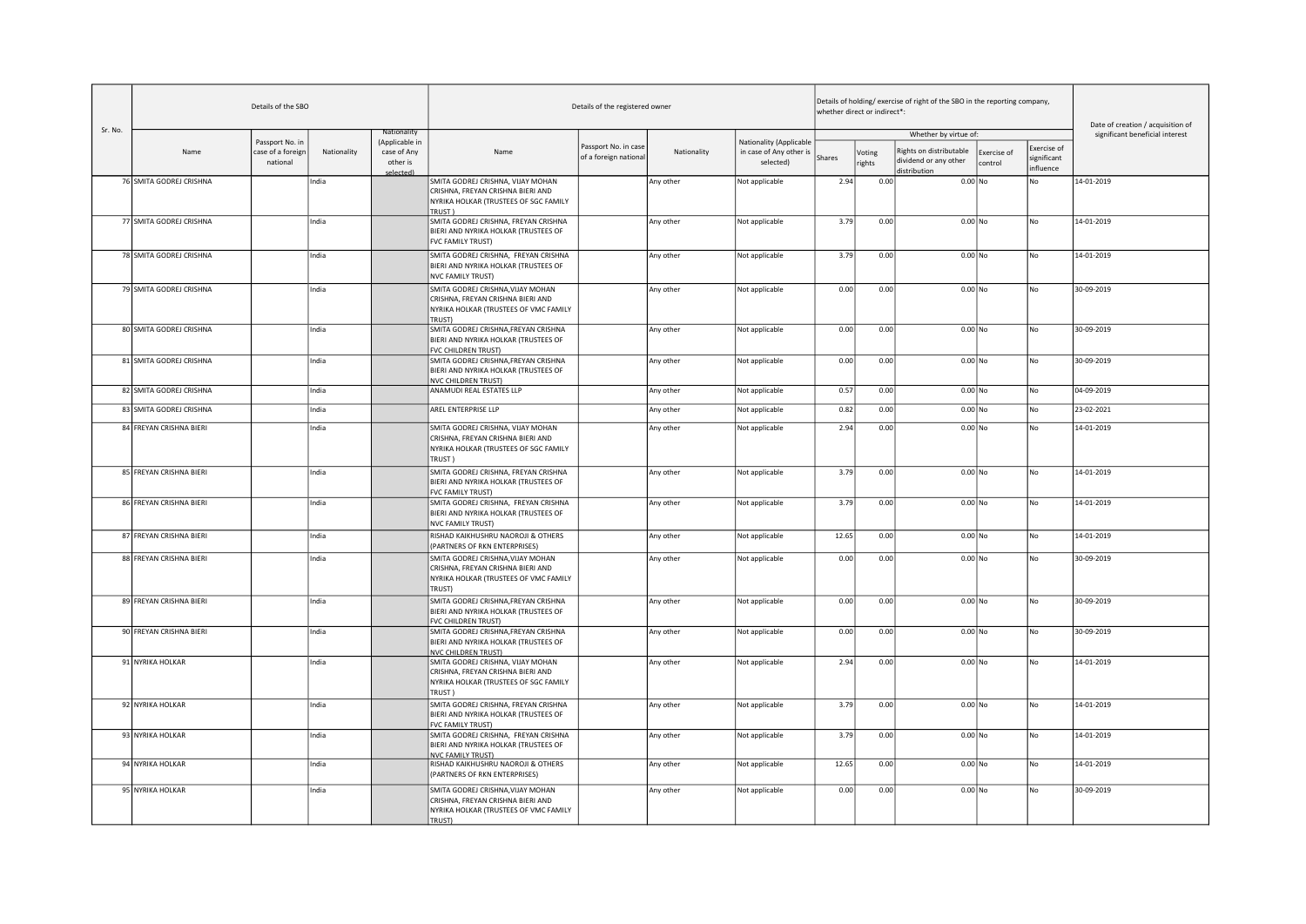| Sr. No. | Details of the SBO | | | | Details of the registered owner | | | | Details of holding/ exercise of right of the SBO in the reporting company, whether direct or indirect*: | | | | | Date of creation / acquisition of significant beneficial interest |
|---|---|---|---|---|---|---|---|---|---|---|---|---|---|---|
| | | | | | | | | | Whether by virtue of: | | | | | |
| | Name | Passport No. in case of a foreign national | Nationality | Nationality (Applicable in case of Any other is selected) | Name | Passport No. in case of a foreign national | Nationality | Nationality (Applicable in case of Any other is selected) | Shares | Voting rights | Rights on distributable dividend or any other distribution | Exercise of control | Exercise of significant influence | |
| 76 | SMITA GODREJ CRISHNA | | India | | SMITA GODREJ CRISHNA, VIJAY MOHAN CRISHNA, FREYAN CRISHNA BIERI AND NYRIKA HOLKAR (TRUSTEES OF SGC FAMILY TRUST ) | | Any other | Not applicable | 2.94 | 0.00 | 0.00 | No | No | 14-01-2019 |
| 77 | SMITA GODREJ CRISHNA | | India | | SMITA GODREJ CRISHNA, FREYAN CRISHNA BIERI AND NYRIKA HOLKAR (TRUSTEES OF FVC FAMILY TRUST) | | Any other | Not applicable | 3.79 | 0.00 | 0.00 | No | No | 14-01-2019 |
| 78 | SMITA GODREJ CRISHNA | | India | | SMITA GODREJ CRISHNA, FREYAN CRISHNA BIERI AND NYRIKA HOLKAR (TRUSTEES OF NVC FAMILY TRUST) | | Any other | Not applicable | 3.79 | 0.00 | 0.00 | No | No | 14-01-2019 |
| 79 | SMITA GODREJ CRISHNA | | India | | SMITA GODREJ CRISHNA,VIJAY MOHAN CRISHNA, FREYAN CRISHNA BIERI AND NYRIKA HOLKAR (TRUSTEES OF VMC FAMILY TRUST) | | Any other | Not applicable | 0.00 | 0.00 | 0.00 | No | No | 30-09-2019 |
| 80 | SMITA GODREJ CRISHNA | | India | | SMITA GODREJ CRISHNA,FREYAN CRISHNA BIERI AND NYRIKA HOLKAR (TRUSTEES OF FVC CHILDREN TRUST) | | Any other | Not applicable | 0.00 | 0.00 | 0.00 | No | No | 30-09-2019 |
| 81 | SMITA GODREJ CRISHNA | | India | | SMITA GODREJ CRISHNA,FREYAN CRISHNA BIERI AND NYRIKA HOLKAR (TRUSTEES OF NVC CHILDREN TRUST) | | Any other | Not applicable | 0.00 | 0.00 | 0.00 | No | No | 30-09-2019 |
| 82 | SMITA GODREJ CRISHNA | | India | | ANAMUDI REAL ESTATES LLP | | Any other | Not applicable | 0.57 | 0.00 | 0.00 | No | No | 04-09-2019 |
| 83 | SMITA GODREJ CRISHNA | | India | | AREL ENTERPRISE LLP | | Any other | Not applicable | 0.82 | 0.00 | 0.00 | No | No | 23-02-2021 |
| 84 | FREYAN CRISHNA BIERI | | India | | SMITA GODREJ CRISHNA, VIJAY MOHAN CRISHNA, FREYAN CRISHNA BIERI AND NYRIKA HOLKAR (TRUSTEES OF SGC FAMILY TRUST ) | | Any other | Not applicable | 2.94 | 0.00 | 0.00 | No | No | 14-01-2019 |
| 85 | FREYAN CRISHNA BIERI | | India | | SMITA GODREJ CRISHNA, FREYAN CRISHNA BIERI AND NYRIKA HOLKAR (TRUSTEES OF FVC FAMILY TRUST) | | Any other | Not applicable | 3.79 | 0.00 | 0.00 | No | No | 14-01-2019 |
| 86 | FREYAN CRISHNA BIERI | | India | | SMITA GODREJ CRISHNA, FREYAN CRISHNA BIERI AND NYRIKA HOLKAR (TRUSTEES OF NVC FAMILY TRUST) | | Any other | Not applicable | 3.79 | 0.00 | 0.00 | No | No | 14-01-2019 |
| 87 | FREYAN CRISHNA BIERI | | India | | RISHAD KAIKHUSHRU NAOROJI & OTHERS (PARTNERS OF RKN ENTERPRISES) | | Any other | Not applicable | 12.65 | 0.00 | 0.00 | No | No | 14-01-2019 |
| 88 | FREYAN CRISHNA BIERI | | India | | SMITA GODREJ CRISHNA,VIJAY MOHAN CRISHNA, FREYAN CRISHNA BIERI AND NYRIKA HOLKAR (TRUSTEES OF VMC FAMILY TRUST) | | Any other | Not applicable | 0.00 | 0.00 | 0.00 | No | No | 30-09-2019 |
| 89 | FREYAN CRISHNA BIERI | | India | | SMITA GODREJ CRISHNA,FREYAN CRISHNA BIERI AND NYRIKA HOLKAR (TRUSTEES OF FVC CHILDREN TRUST) | | Any other | Not applicable | 0.00 | 0.00 | 0.00 | No | No | 30-09-2019 |
| 90 | FREYAN CRISHNA BIERI | | India | | SMITA GODREJ CRISHNA,FREYAN CRISHNA BIERI AND NYRIKA HOLKAR (TRUSTEES OF NVC CHILDREN TRUST) | | Any other | Not applicable | 0.00 | 0.00 | 0.00 | No | No | 30-09-2019 |
| 91 | NYRIKA HOLKAR | | India | | SMITA GODREJ CRISHNA, VIJAY MOHAN CRISHNA, FREYAN CRISHNA BIERI AND NYRIKA HOLKAR (TRUSTEES OF SGC FAMILY TRUST ) | | Any other | Not applicable | 2.94 | 0.00 | 0.00 | No | No | 14-01-2019 |
| 92 | NYRIKA HOLKAR | | India | | SMITA GODREJ CRISHNA, FREYAN CRISHNA BIERI AND NYRIKA HOLKAR (TRUSTEES OF FVC FAMILY TRUST) | | Any other | Not applicable | 3.79 | 0.00 | 0.00 | No | No | 14-01-2019 |
| 93 | NYRIKA HOLKAR | | India | | SMITA GODREJ CRISHNA, FREYAN CRISHNA BIERI AND NYRIKA HOLKAR (TRUSTEES OF NVC FAMILY TRUST) | | Any other | Not applicable | 3.79 | 0.00 | 0.00 | No | No | 14-01-2019 |
| 94 | NYRIKA HOLKAR | | India | | RISHAD KAIKHUSHRU NAOROJI & OTHERS (PARTNERS OF RKN ENTERPRISES) | | Any other | Not applicable | 12.65 | 0.00 | 0.00 | No | No | 14-01-2019 |
| 95 | NYRIKA HOLKAR | | India | | SMITA GODREJ CRISHNA,VIJAY MOHAN CRISHNA, FREYAN CRISHNA BIERI AND NYRIKA HOLKAR (TRUSTEES OF VMC FAMILY TRUST) | | Any other | Not applicable | 0.00 | 0.00 | 0.00 | No | No | 30-09-2019 |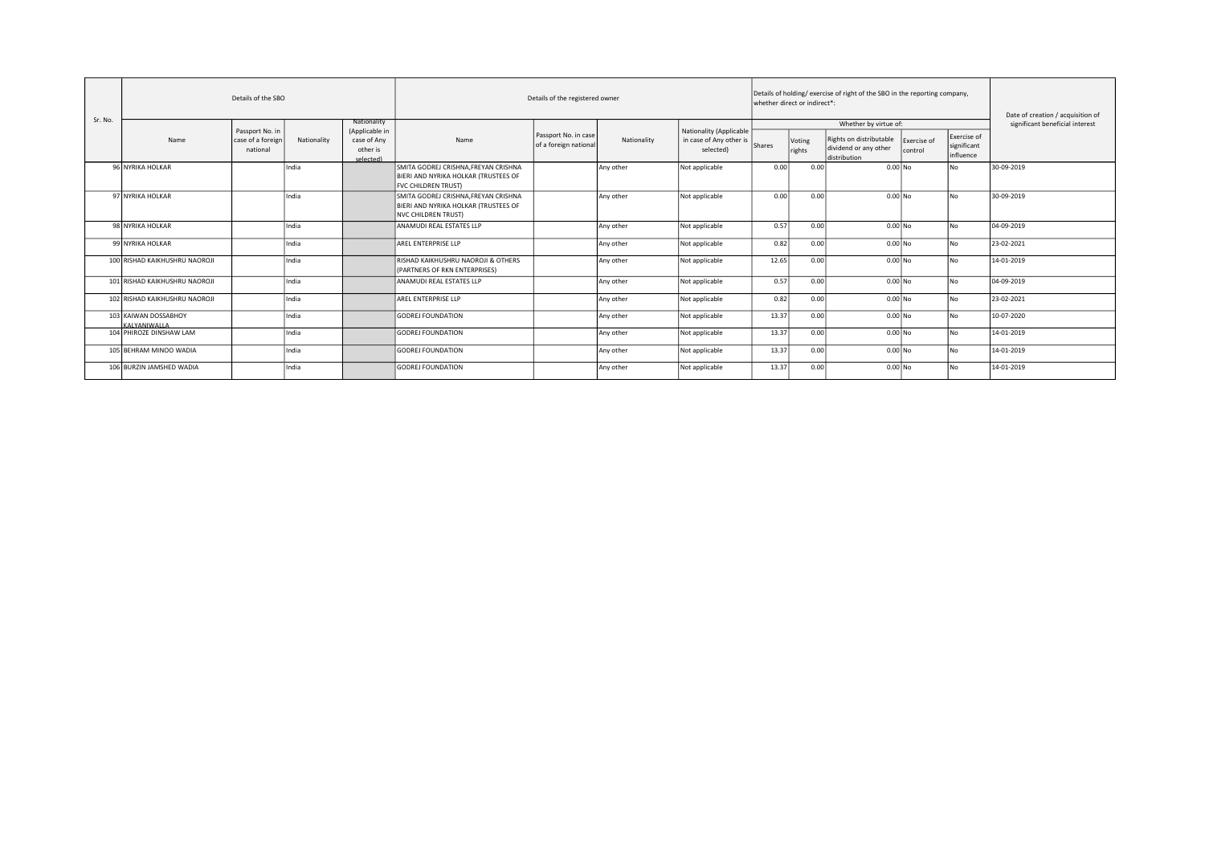| Sr. No. | Details of the SBO | | | | Details of the registered owner | | | | Details of holding/ exercise of right of the SBO in the reporting company, whether direct or indirect*: | | | | | Date of creation / acquisition of significant beneficial interest |
|---|---|---|---|---|---|---|---|---|---|---|---|---|---|---|
| | | | | | | | | | Whether by virtue of: | | | | | |
| | Name | Passport No. in case of a foreign national | Nationality | Nationality (Applicable in case of Any other is selected) | Name | Passport No. in case of a foreign national | Nationality | Nationality (Applicable in case of Any other is selected) | Shares | Voting rights | Rights on distributable dividend or any other distribution | Exercise of control | Exercise of significant influence | |
| 96 | NYRIKA HOLKAR | | India | | SMITA GODREJ CRISHNA,FREYAN CRISHNA BIERI AND NYRIKA HOLKAR (TRUSTEES OF FVC CHILDREN TRUST) | | Any other | Not applicable | 0.00 | 0.00 | 0.00 | No | No | 30-09-2019 |
| 97 | NYRIKA HOLKAR | | India | | SMITA GODREJ CRISHNA,FREYAN CRISHNA BIERI AND NYRIKA HOLKAR (TRUSTEES OF NVC CHILDREN TRUST) | | Any other | Not applicable | 0.00 | 0.00 | 0.00 | No | No | 30-09-2019 |
| 98 | NYRIKA HOLKAR | | India | | ANAMUDI REAL ESTATES LLP | | Any other | Not applicable | 0.57 | 0.00 | 0.00 | No | No | 04-09-2019 |
| 99 | NYRIKA HOLKAR | | India | | AREL ENTERPRISE LLP | | Any other | Not applicable | 0.82 | 0.00 | 0.00 | No | No | 23-02-2021 |
| 100 | RISHAD KAIKHUSHRU NAOROJI | | India | | RISHAD KAIKHUSHRU NAOROJI & OTHERS (PARTNERS OF RKN ENTERPRISES) | | Any other | Not applicable | 12.65 | 0.00 | 0.00 | No | No | 14-01-2019 |
| 101 | RISHAD KAIKHUSHRU NAOROJI | | India | | ANAMUDI REAL ESTATES LLP | | Any other | Not applicable | 0.57 | 0.00 | 0.00 | No | No | 04-09-2019 |
| 102 | RISHAD KAIKHUSHRU NAOROJI | | India | | AREL ENTERPRISE LLP | | Any other | Not applicable | 0.82 | 0.00 | 0.00 | No | No | 23-02-2021 |
| 103 | KAIWAN DOSSABHOY KALYANIWALLA | | India | | GODREJ FOUNDATION | | Any other | Not applicable | 13.37 | 0.00 | 0.00 | No | No | 10-07-2020 |
| 104 | PHIROZE DINSHAW LAM | | India | | GODREJ FOUNDATION | | Any other | Not applicable | 13.37 | 0.00 | 0.00 | No | No | 14-01-2019 |
| 105 | BEHRAM MINOO WADIA | | India | | GODREJ FOUNDATION | | Any other | Not applicable | 13.37 | 0.00 | 0.00 | No | No | 14-01-2019 |
| 106 | BURZIN JAMSHED WADIA | | India | | GODREJ FOUNDATION | | Any other | Not applicable | 13.37 | 0.00 | 0.00 | No | No | 14-01-2019 |